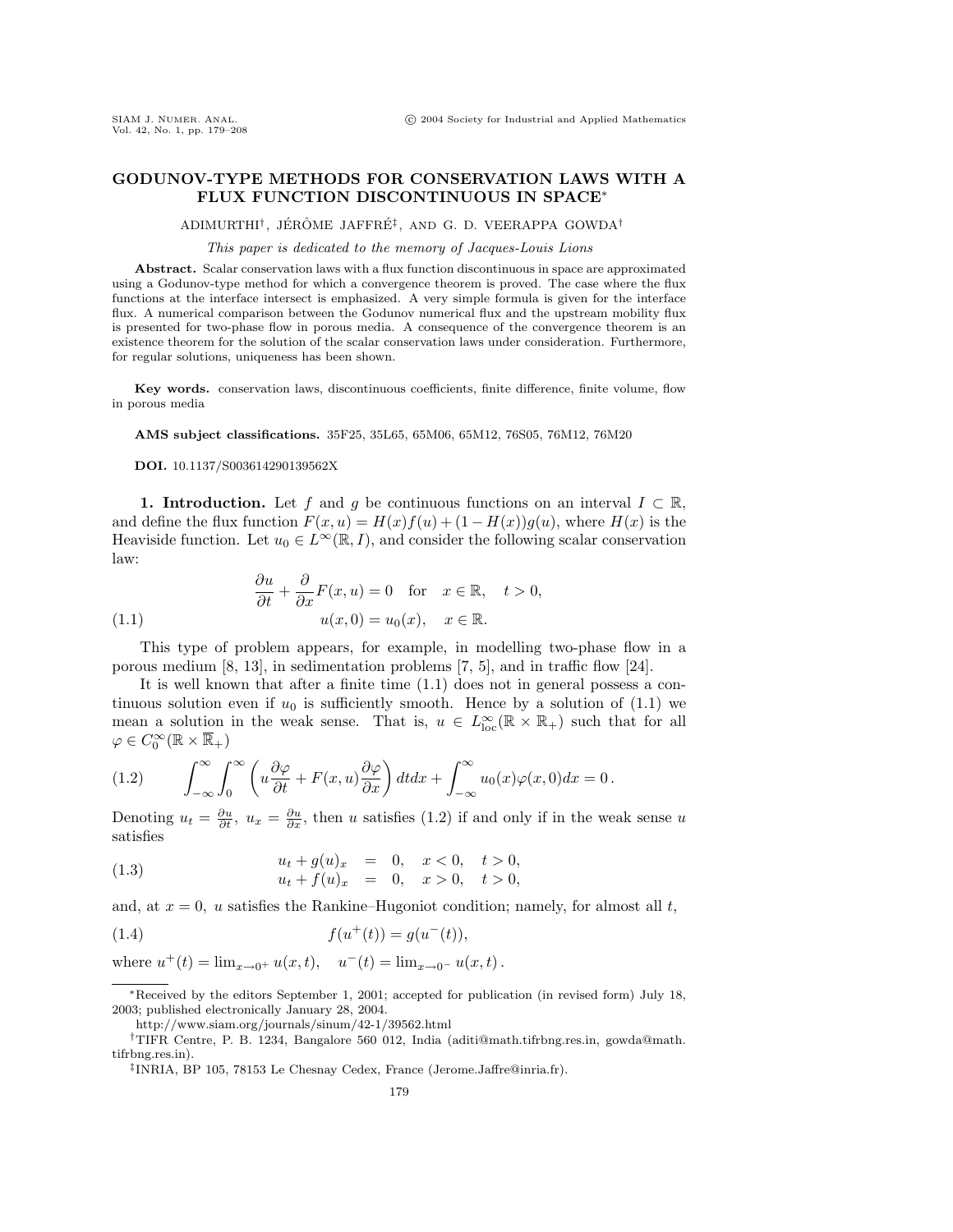# GODUNOV-TYPE METHODS FOR CONSERVATION LAWS WITH A FLUX FUNCTION DISCONTINUOUS IN SPACE*

ADIMURTHI[†], JÉRÔME JAFFRÉ[‡], AND G. D. VEERAPPA GOWDA[†]

*This paper is dedicated to the memory of Jacques-Louis Lions*

**Abstract.** Scalar conservation laws with a flux function discontinuous in space are approximated using a Godunov-type method for which a convergence theorem is proved. The case where the flux functions at the interface intersect is emphasized. A very simple formula is given for the interface flux. A numerical comparison between the Godunov numerical flux and the upstream mobility flux is presented for two-phase flow in porous media. A consequence of the convergence theorem is an existence theorem for the solution of the scalar conservation laws under consideration. Furthermore, for regular solutions, uniqueness has been shown.

**Key words.** conservation laws, discontinuous coefficients, finite difference, finite volume, flow in porous media

**AMS subject classifications.** 35F25, 35L65, 65M06, 65M12, 76S05, 76M12, 76M20

**DOI.** 10.1137/S003614290139562X

## 1. Introduction.

Let $f$ and $g$ be continuous functions on an interval $I \subset \mathbb{R}$, and define the flux function $F(x, u) = H(x)f(u) + (1 - H(x))g(u)$, where $H(x)$ is the Heaviside function. Let $u_0 \in L^\infty(\mathbb{R}, I)$, and consider the following scalar conservation law:

$$
\begin{aligned}
&\frac{\partial u}{\partial t} + \frac{\partial}{\partial x} F(x, u) = 0 \quad \text{for} \quad x \in \mathbb{R}, \quad t > 0, \\
&u(x, 0) = u_0(x), \quad x \in \mathbb{R}.
\end{aligned}
\tag{1.1}
$$

This type of problem appears, for example, in modelling two-phase flow in a porous medium [8, 13], in sedimentation problems [7, 5], and in traffic flow [24].

It is well known that after a finite time (1.1) does not in general possess a continuous solution even if $u_0$ is sufficiently smooth. Hence by a solution of (1.1) we mean a solution in the weak sense. That is, $u \in L^\infty_{\text{loc}}(\mathbb{R} \times \mathbb{R}_+)$ such that for all $\varphi \in C_0^\infty(\mathbb{R} \times \overline{\mathbb{R}}_+)$

$$
\int_{-\infty}^{\infty} \int_0^{\infty} \left( u \frac{\partial \varphi}{\partial t} + F(x, u) \frac{\partial \varphi}{\partial x} \right) dt dx + \int_{-\infty}^{\infty} u_0(x) \varphi(x, 0) dx = 0 \,.
\tag{1.2}
$$

Denoting $u_t = \frac{\partial u}{\partial t}$, $u_x = \frac{\partial u}{\partial x}$, then $u$ satisfies (1.2) if and only if in the weak sense $u$ satisfies

$$
\begin{aligned}
u_t + g(u)_x &= 0, \quad x < 0, \quad t > 0, \\
u_t + f(u)_x &= 0, \quad x > 0, \quad t > 0,
\end{aligned}
\tag{1.3}
$$

and, at $x = 0$, $u$ satisfies the Rankine–Hugoniot condition; namely, for almost all $t$,

$$
f(u^+(t)) = g(u^-(t)),
\tag{1.4}
$$

where $u^+(t) = \lim_{x \to 0^+} u(x, t)$, $\quad u^-(t) = \lim_{x \to 0^-} u(x, t)$.

---

*Received by the editors September 1, 2001; accepted for publication (in revised form) July 18, 2003; published electronically January 28, 2004.

http://www.siam.org/journals/sinum/42-1/39562.html

[†]TIFR Centre, P. B. 1234, Bangalore 560 012, India (aditi@math.tifrbng.res.in, gowda@math.tifrbng.res.in).

[‡]INRIA, BP 105, 78153 Le Chesnay Cedex, France (Jerome.Jaffre@inria.fr).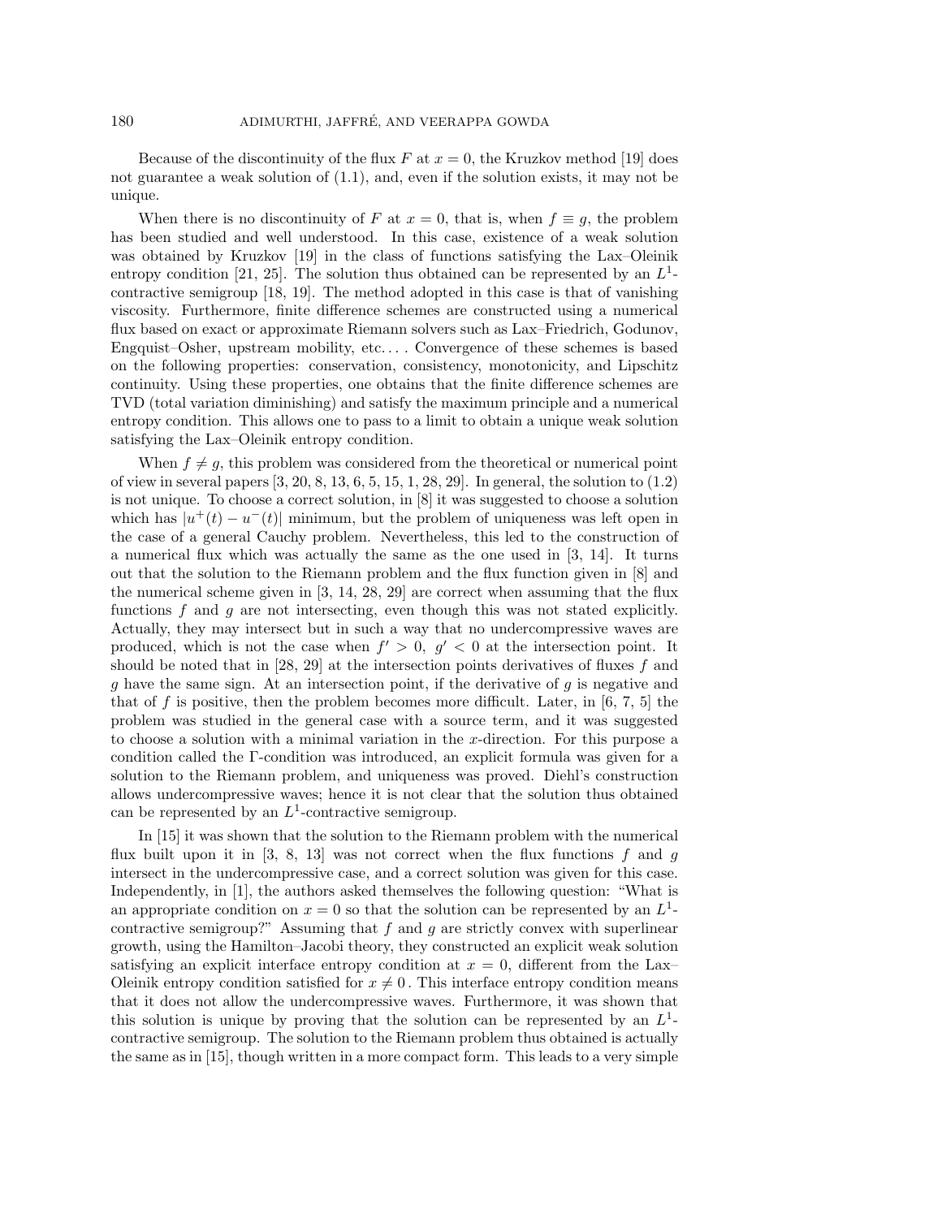Because of the discontinuity of the flux $F$ at $x = 0$, the Kruzkov method [19] does not guarantee a weak solution of (1.1), and, even if the solution exists, it may not be unique.

When there is no discontinuity of $F$ at $x = 0$, that is, when $f \equiv g$, the problem has been studied and well understood. In this case, existence of a weak solution was obtained by Kruzkov [19] in the class of functions satisfying the Lax–Oleinik entropy condition [21, 25]. The solution thus obtained can be represented by an $L^1$-contractive semigroup [18, 19]. The method adopted in this case is that of vanishing viscosity. Furthermore, finite difference schemes are constructed using a numerical flux based on exact or approximate Riemann solvers such as Lax–Friedrich, Godunov, Engquist–Osher, upstream mobility, etc.... Convergence of these schemes is based on the following properties: conservation, consistency, monotonicity, and Lipschitz continuity. Using these properties, one obtains that the finite difference schemes are TVD (total variation diminishing) and satisfy the maximum principle and a numerical entropy condition. This allows one to pass to a limit to obtain a unique weak solution satisfying the Lax–Oleinik entropy condition.

When $f \neq g$, this problem was considered from the theoretical or numerical point of view in several papers [3, 20, 8, 13, 6, 5, 15, 1, 28, 29]. In general, the solution to (1.2) is not unique. To choose a correct solution, in [8] it was suggested to choose a solution which has $|u^+(t) - u^-(t)|$ minimum, but the problem of uniqueness was left open in the case of a general Cauchy problem. Nevertheless, this led to the construction of a numerical flux which was actually the same as the one used in [3, 14]. It turns out that the solution to the Riemann problem and the flux function given in [8] and the numerical scheme given in [3, 14, 28, 29] are correct when assuming that the flux functions $f$ and $g$ are not intersecting, even though this was not stated explicitly. Actually, they may intersect but in such a way that no undercompressive waves are produced, which is not the case when $f' > 0$, $g' < 0$ at the intersection point. It should be noted that in [28, 29] at the intersection points derivatives of fluxes $f$ and $g$ have the same sign. At an intersection point, if the derivative of $g$ is negative and that of $f$ is positive, then the problem becomes more difficult. Later, in [6, 7, 5] the problem was studied in the general case with a source term, and it was suggested to choose a solution with a minimal variation in the $x$-direction. For this purpose a condition called the $\Gamma$-condition was introduced, an explicit formula was given for a solution to the Riemann problem, and uniqueness was proved. Diehl's construction allows undercompressive waves; hence it is not clear that the solution thus obtained can be represented by an $L^1$-contractive semigroup.

In [15] it was shown that the solution to the Riemann problem with the numerical flux built upon it in [3, 8, 13] was not correct when the flux functions $f$ and $g$ intersect in the undercompressive case, and a correct solution was given for this case. Independently, in [1], the authors asked themselves the following question: "What is an appropriate condition on $x = 0$ so that the solution can be represented by an $L^1$-contractive semigroup?" Assuming that $f$ and $g$ are strictly convex with superlinear growth, using the Hamilton–Jacobi theory, they constructed an explicit weak solution satisfying an explicit interface entropy condition at $x = 0$, different from the Lax–Oleinik entropy condition satisfied for $x \neq 0$. This interface entropy condition means that it does not allow the undercompressive waves. Furthermore, it was shown that this solution is unique by proving that the solution can be represented by an $L^1$-contractive semigroup. The solution to the Riemann problem thus obtained is actually the same as in [15], though written in a more compact form. This leads to a very simple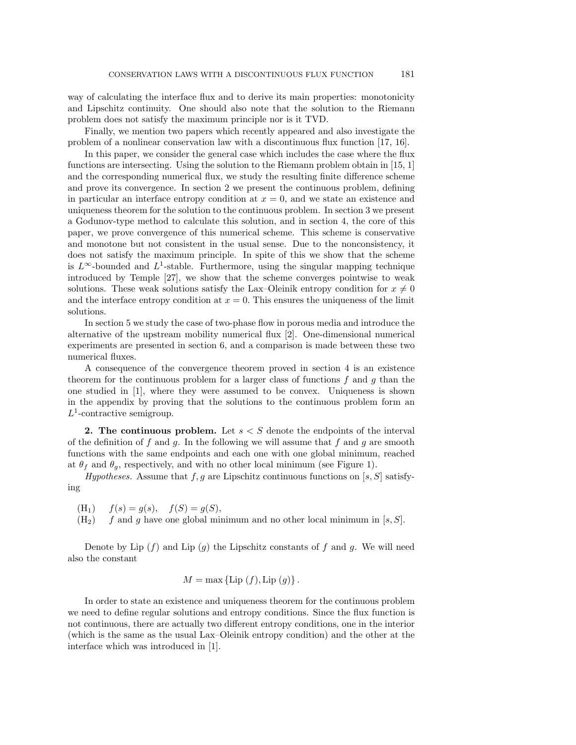way of calculating the interface flux and to derive its main properties: monotonicity and Lipschitz continuity. One should also note that the solution to the Riemann problem does not satisfy the maximum principle nor is it TVD.

Finally, we mention two papers which recently appeared and also investigate the problem of a nonlinear conservation law with a discontinuous flux function [17, 16].

In this paper, we consider the general case which includes the case where the flux functions are intersecting. Using the solution to the Riemann problem obtain in [15, 1] and the corresponding numerical flux, we study the resulting finite difference scheme and prove its convergence. In section 2 we present the continuous problem, defining in particular an interface entropy condition at $x = 0$, and we state an existence and uniqueness theorem for the solution to the continuous problem. In section 3 we present a Godunov-type method to calculate this solution, and in section 4, the core of this paper, we prove convergence of this numerical scheme. This scheme is conservative and monotone but not consistent in the usual sense. Due to the nonconsistency, it does not satisfy the maximum principle. In spite of this we show that the scheme is $L^\infty$-bounded and $L^1$-stable. Furthermore, using the singular mapping technique introduced by Temple [27], we show that the scheme converges pointwise to weak solutions. These weak solutions satisfy the Lax–Oleinik entropy condition for $x \neq 0$ and the interface entropy condition at $x = 0$. This ensures the uniqueness of the limit solutions.

In section 5 we study the case of two-phase flow in porous media and introduce the alternative of the upstream mobility numerical flux [2]. One-dimensional numerical experiments are presented in section 6, and a comparison is made between these two numerical fluxes.

A consequence of the convergence theorem proved in section 4 is an existence theorem for the continuous problem for a larger class of functions $f$ and $g$ than the one studied in [1], where they were assumed to be convex. Uniqueness is shown in the appendix by proving that the solutions to the continuous problem form an $L^1$-contractive semigroup.

**2. The continuous problem.** Let $s < S$ denote the endpoints of the interval of the definition of $f$ and $g$. In the following we will assume that $f$ and $g$ are smooth functions with the same endpoints and each one with one global minimum, reached at $\theta_f$ and $\theta_g$, respectively, and with no other local minimum (see Figure 1).

*Hypotheses.* Assume that $f, g$ are Lipschitz continuous functions on $[s, S]$ satisfying

(H$_1$) $\quad f(s) = g(s), \quad f(S) = g(S),$

(H$_2$) $\quad f$ and $g$ have one global minimum and no other local minimum in $[s, S]$.

Denote by Lip $(f)$ and Lip $(g)$ the Lipschitz constants of $f$ and $g$. We will need also the constant

$$M = \max \{\text{Lip}\,(f), \text{Lip}\,(g)\}\,.$$

In order to state an existence and uniqueness theorem for the continuous problem we need to define regular solutions and entropy conditions. Since the flux function is not continuous, there are actually two different entropy conditions, one in the interior (which is the same as the usual Lax–Oleinik entropy condition) and the other at the interface which was introduced in [1].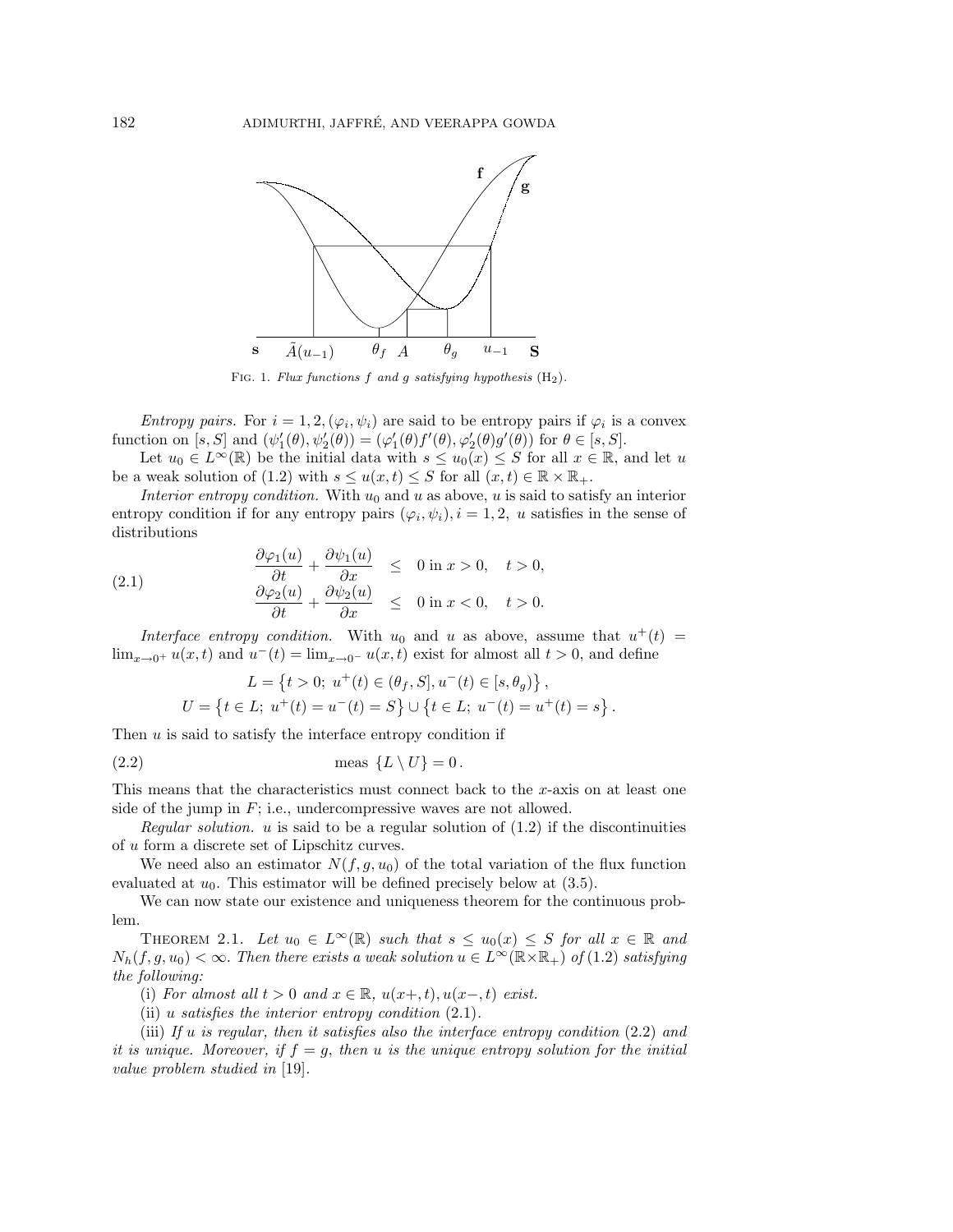Fig. 1. *Flux functions f and g satisfying hypothesis* ($H_2$).

*Entropy pairs.* For $i = 1, 2, (\varphi_i, \psi_i)$ are said to be entropy pairs if $\varphi_i$ is a convex function on $[s, S]$ and $(\psi_1'(\theta), \psi_2'(\theta)) = (\varphi_1'(\theta) f'(\theta), \varphi_2'(\theta) g'(\theta))$ for $\theta \in [s, S]$.

Let $u_0 \in L^\infty(\mathbb{R})$ be the initial data with $s \leq u_0(x) \leq S$ for all $x \in \mathbb{R}$, and let $u$ be a weak solution of (1.2) with $s \leq u(x,t) \leq S$ for all $(x,t) \in \mathbb{R} \times \mathbb{R}_+$.

*Interior entropy condition.* With $u_0$ and $u$ as above, $u$ is said to satisfy an interior entropy condition if for any entropy pairs $(\varphi_i, \psi_i), i = 1, 2,$ $u$ satisfies in the sense of distributions

$$
\begin{aligned}
\frac{\partial \varphi_1(u)}{\partial t} + \frac{\partial \psi_1(u)}{\partial x} &\leq 0 \text{ in } x > 0, \quad t > 0, \\
\frac{\partial \varphi_2(u)}{\partial t} + \frac{\partial \psi_2(u)}{\partial x} &\leq 0 \text{ in } x < 0, \quad t > 0.
\end{aligned} \tag{2.1}
$$

*Interface entropy condition.* With $u_0$ and $u$ as above, assume that $u^+(t) = \lim_{x \to 0^+} u(x,t)$ and $u^-(t) = \lim_{x \to 0^-} u(x,t)$ exist for almost all $t > 0$, and define

$$
L = \left\{ t > 0;\ u^+(t) \in (\theta_f, S], u^-(t) \in [s, \theta_g) \right\},
$$

$$
U = \left\{ t \in L;\ u^+(t) = u^-(t) = S \right\} \cup \left\{ t \in L;\ u^-(t) = u^+(t) = s \right\}.
$$

Then $u$ is said to satisfy the interface entropy condition if

$$
\text{meas } \{L \setminus U\} = 0\,. \tag{2.2}
$$

This means that the characteristics must connect back to the $x$-axis on at least one side of the jump in $F$; i.e., undercompressive waves are not allowed.

*Regular solution.* $u$ is said to be a regular solution of (1.2) if the discontinuities of $u$ form a discrete set of Lipschitz curves.

We need also an estimator $N(f, g, u_0)$ of the total variation of the flux function evaluated at $u_0$. This estimator will be defined precisely below at (3.5).

We can now state our existence and uniqueness theorem for the continuous problem.

Theorem 2.1. *Let $u_0 \in L^\infty(\mathbb{R})$ such that $s \leq u_0(x) \leq S$ for all $x \in \mathbb{R}$ and $N_h(f, g, u_0) < \infty$. Then there exists a weak solution $u \in L^\infty(\mathbb{R} \times \mathbb{R}_+)$ of (1.2) satisfying the following:*

(i) *For almost all $t > 0$ and $x \in \mathbb{R}$, $u(x+, t), u(x-, t)$ exist.*

(ii) *$u$ satisfies the interior entropy condition (2.1).*

(iii) *If $u$ is regular, then it satisfies also the interface entropy condition (2.2) and it is unique. Moreover, if $f = g$, then $u$ is the unique entropy solution for the initial value problem studied in [19].*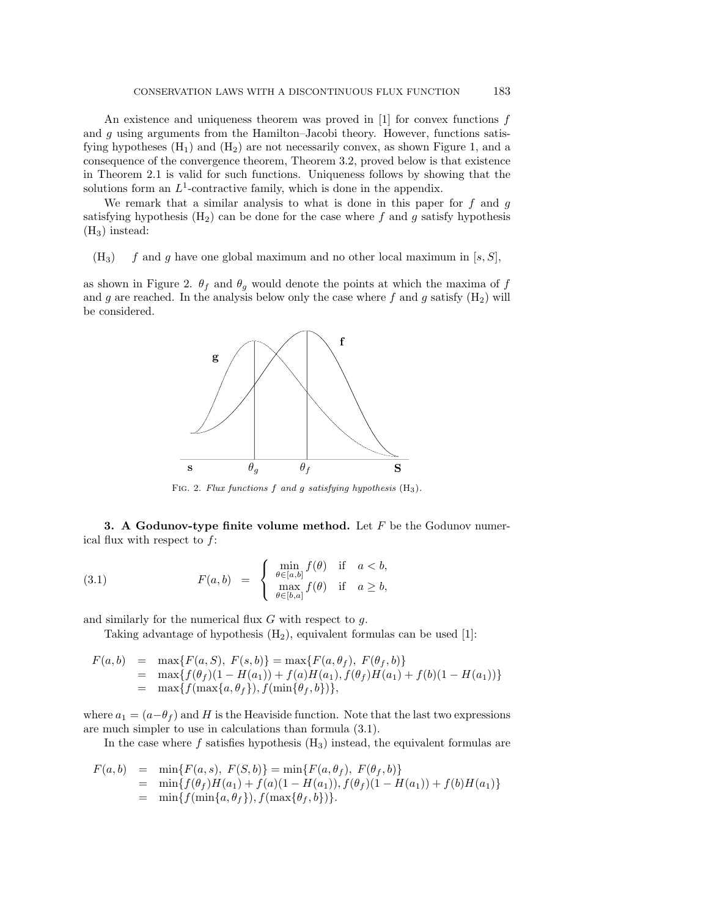An existence and uniqueness theorem was proved in [1] for convex functions $f$ and $g$ using arguments from the Hamilton–Jacobi theory. However, functions satisfying hypotheses ($H_1$) and ($H_2$) are not necessarily convex, as shown Figure 1, and a consequence of the convergence theorem, Theorem 3.2, proved below is that existence in Theorem 2.1 is valid for such functions. Uniqueness follows by showing that the solutions form an $L^1$-contractive family, which is done in the appendix.

We remark that a similar analysis to what is done in this paper for $f$ and $g$ satisfying hypothesis ($H_2$) can be done for the case where $f$ and $g$ satisfy hypothesis ($H_3$) instead:

($H_3$) $\quad$ $f$ and $g$ have one global maximum and no other local maximum in $[s, S]$,

as shown in Figure 2. $\theta_f$ and $\theta_g$ would denote the points at which the maxima of $f$ and $g$ are reached. In the analysis below only the case where $f$ and $g$ satisfy ($H_2$) will be considered.

FIG. 2. *Flux functions $f$ and $g$ satisfying hypothesis* ($H_3$).

### 3. A Godunov-type finite volume method.

Let $F$ be the Godunov numerical flux with respect to $f$:

$$
F(a,b) = \begin{cases} \min\limits_{\theta \in [a,b]} f(\theta) & \text{if} \quad a < b, \\ \max\limits_{\theta \in [b,a]} f(\theta) & \text{if} \quad a \geq b, \end{cases} \tag{3.1}
$$

and similarly for the numerical flux $G$ with respect to $g$.

Taking advantage of hypothesis ($H_2$), equivalent formulas can be used [1]:

$$
\begin{aligned}
F(a,b) &= \max\{F(a,S),\ F(s,b)\} = \max\{F(a,\theta_f),\ F(\theta_f,b)\} \\
&= \max\{f(\theta_f)(1 - H(a_1)) + f(a)H(a_1), f(\theta_f)H(a_1) + f(b)(1 - H(a_1))\} \\
&= \max\{f(\max\{a,\theta_f\}), f(\min\{\theta_f,b\})\},
\end{aligned}
$$

where $a_1 = (a - \theta_f)$ and $H$ is the Heaviside function. Note that the last two expressions are much simpler to use in calculations than formula (3.1).

In the case where $f$ satisfies hypothesis ($H_3$) instead, the equivalent formulas are

$$
\begin{aligned}
F(a,b) &= \min\{F(a,s),\ F(S,b)\} = \min\{F(a,\theta_f),\ F(\theta_f,b)\} \\
&= \min\{f(\theta_f)H(a_1) + f(a)(1 - H(a_1)), f(\theta_f)(1 - H(a_1)) + f(b)H(a_1)\} \\
&= \min\{f(\min\{a,\theta_f\}), f(\max\{\theta_f,b\})\}.
\end{aligned}
$$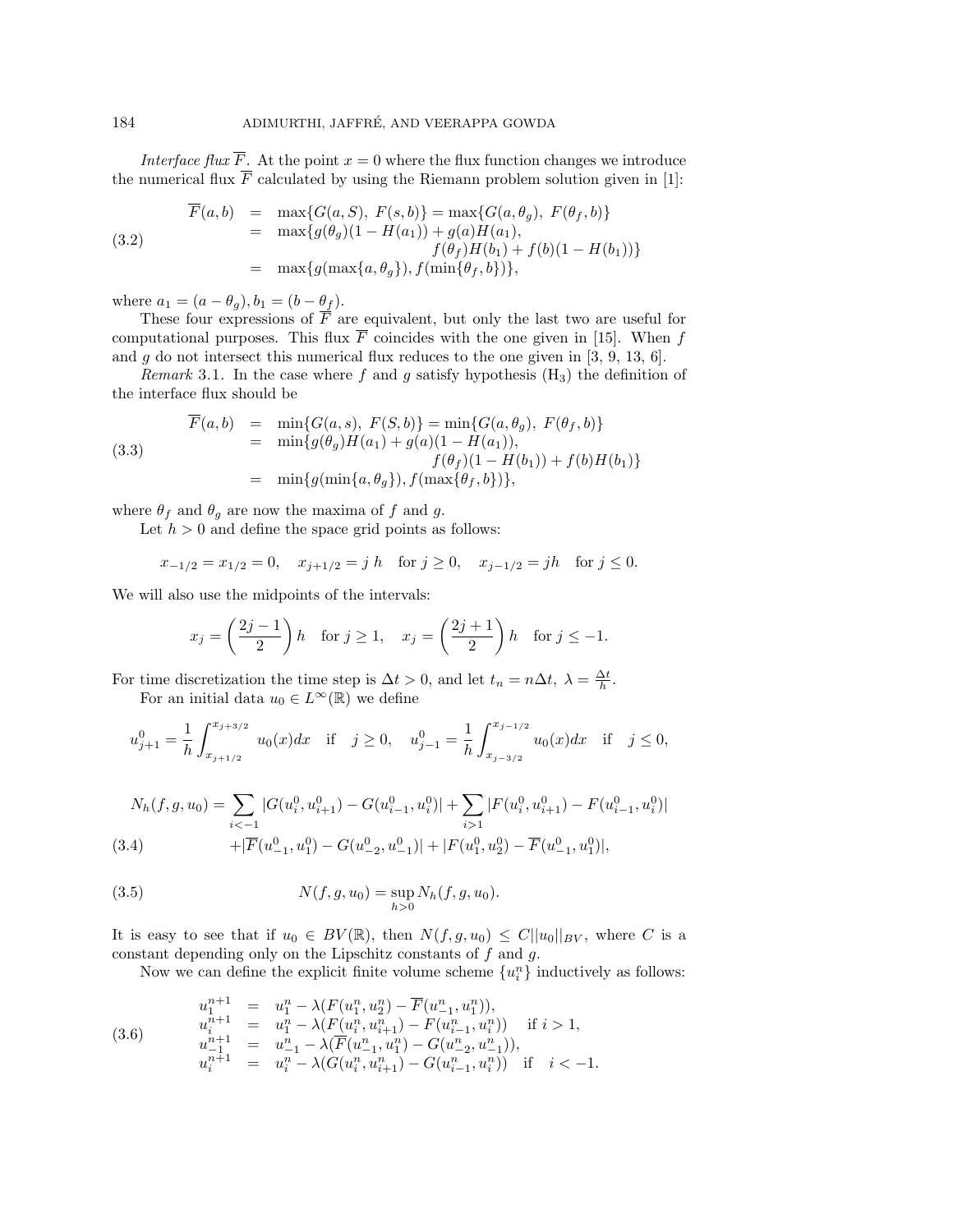*Interface flux* $\overline{F}$. At the point $x = 0$ where the flux function changes we introduce the numerical flux $\overline{F}$ calculated by using the Riemann problem solution given in [1]:

$$
\begin{aligned}
\overline{F}(a,b) &= \max\{G(a,S),\ F(s,b)\} = \max\{G(a,\theta_g),\ F(\theta_f,b)\} \\
&= \max\{g(\theta_g)(1-H(a_1)) + g(a)H(a_1), \\
&\qquad\qquad f(\theta_f)H(b_1) + f(b)(1-H(b_1))\} \\
&= \max\{g(\max\{a,\theta_g\}), f(\min\{\theta_f,b\})\},
\end{aligned}
\tag{3.2}
$$

where $a_1 = (a - \theta_g), b_1 = (b - \theta_f)$.

These four expressions of $\overline{F}$ are equivalent, but only the last two are useful for computational purposes. This flux $\overline{F}$ coincides with the one given in [15]. When $f$ and $g$ do not intersect this numerical flux reduces to the one given in [3, 9, 13, 6].

*Remark* 3.1. In the case where $f$ and $g$ satisfy hypothesis ($H_3$) the definition of the interface flux should be

$$
\begin{aligned}
\overline{F}(a,b) &= \min\{G(a,s),\ F(S,b)\} = \min\{G(a,\theta_g),\ F(\theta_f,b)\} \\
&= \min\{g(\theta_g)H(a_1) + g(a)(1-H(a_1)), \\
&\qquad\qquad f(\theta_f)(1-H(b_1)) + f(b)H(b_1)\} \\
&= \min\{g(\min\{a,\theta_g\}), f(\max\{\theta_f,b\})\},
\end{aligned}
\tag{3.3}
$$

where $\theta_f$ and $\theta_g$ are now the maxima of $f$ and $g$.

Let $h > 0$ and define the space grid points as follows:

$$
x_{-1/2} = x_{1/2} = 0, \quad x_{j+1/2} = j\,h \quad \text{for } j \geq 0, \quad x_{j-1/2} = jh \quad \text{for } j \leq 0.
$$

We will also use the midpoints of the intervals:

$$
x_j = \left(\frac{2j-1}{2}\right)h \quad \text{for } j \geq 1, \quad x_j = \left(\frac{2j+1}{2}\right)h \quad \text{for } j \leq -1.
$$

For time discretization the time step is $\Delta t > 0$, and let $t_n = n\Delta t,\ \lambda = \frac{\Delta t}{h}$.

For an initial data $u_0 \in L^\infty(\mathbb{R})$ we define

$$
u_{j+1}^0 = \frac{1}{h}\int_{x_{j+1/2}}^{x_{j+3/2}} u_0(x)dx \quad \text{if} \quad j \geq 0, \quad u_{j-1}^0 = \frac{1}{h}\int_{x_{j-3/2}}^{x_{j-1/2}} u_0(x)dx \quad \text{if} \quad j \leq 0,
$$

$$
\begin{aligned}
N_h(f,g,u_0) &= \sum_{i<-1} |G(u_i^0, u_{i+1}^0) - G(u_{i-1}^0, u_i^0)| + \sum_{i>1} |F(u_i^0, u_{i+1}^0) - F(u_{i-1}^0, u_i^0)| \\
&\quad + |\overline{F}(u_{-1}^0, u_1^0) - G(u_{-2}^0, u_{-1}^0)| + |F(u_1^0, u_2^0) - \overline{F}(u_{-1}^0, u_1^0)|,
\end{aligned}
\tag{3.4}
$$

$$
N(f,g,u_0) = \sup_{h>0} N_h(f,g,u_0).
\tag{3.5}
$$

It is easy to see that if $u_0 \in BV(\mathbb{R})$, then $N(f,g,u_0) \leq C||u_0||_{BV}$, where $C$ is a constant depending only on the Lipschitz constants of $f$ and $g$.

Now we can define the explicit finite volume scheme $\{u_i^n\}$ inductively as follows:

$$
\begin{aligned}
u_1^{n+1} &= u_1^n - \lambda(F(u_1^n, u_2^n) - \overline{F}(u_{-1}^n, u_1^n)), \\
u_i^{n+1} &= u_1^n - \lambda(F(u_i^n, u_{i+1}^n) - F(u_{i-1}^n, u_i^n)) \quad \text{if } i > 1, \\
u_{-1}^{n+1} &= u_{-1}^n - \lambda(\overline{F}(u_{-1}^n, u_1^n) - G(u_{-2}^n, u_{-1}^n)), \\
u_i^{n+1} &= u_i^n - \lambda(G(u_i^n, u_{i+1}^n) - G(u_{i-1}^n, u_i^n)) \quad \text{if} \quad i < -1.
\end{aligned}
\tag{3.6}
$$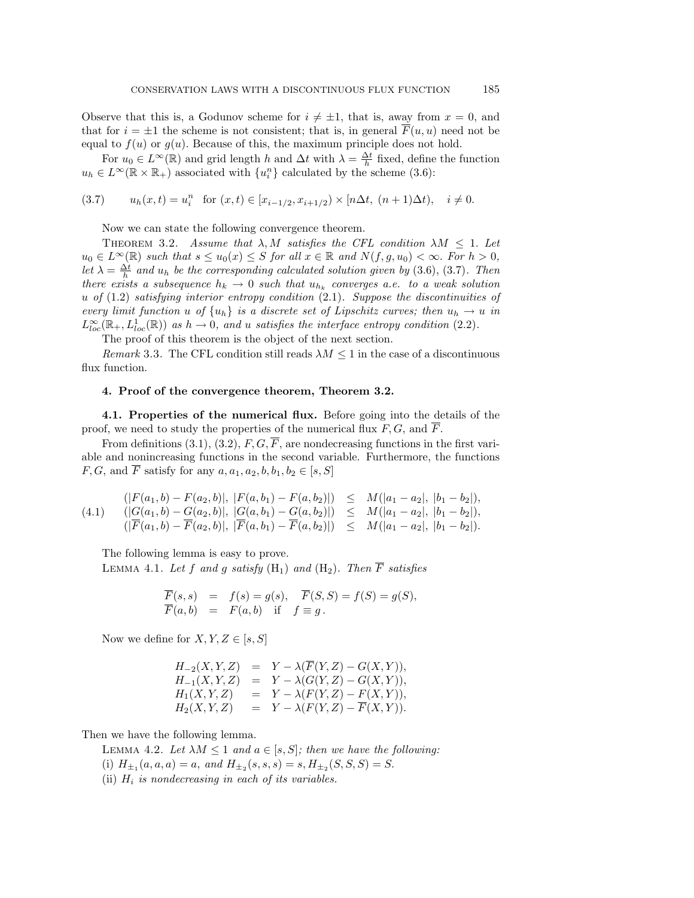Observe that this is, a Godunov scheme for $i \neq \pm 1$, that is, away from $x = 0$, and that for $i = \pm 1$ the scheme is not consistent; that is, in general $\overline{F}(u, u)$ need not be equal to $f(u)$ or $g(u)$. Because of this, the maximum principle does not hold.

For $u_0 \in L^\infty(\mathbb{R})$ and grid length $h$ and $\Delta t$ with $\lambda = \frac{\Delta t}{h}$ fixed, define the function $u_h \in L^\infty(\mathbb{R} \times \mathbb{R}_+)$ associated with $\{u_i^n\}$ calculated by the scheme (3.6):

$$
(3.7) \qquad u_h(x, t) = u_i^n \quad \text{for } (x, t) \in [x_{i-1/2}, x_{i+1/2}) \times [n\Delta t,\ (n+1)\Delta t), \quad i \neq 0.
$$

Now we can state the following convergence theorem.

THEOREM 3.2. *Assume that $\lambda, M$ satisfies the CFL condition $\lambda M \leq 1$. Let $u_0 \in L^\infty(\mathbb{R})$ such that $s \leq u_0(x) \leq S$ for all $x \in \mathbb{R}$ and $N(f, g, u_0) < \infty$. For $h > 0$, let $\lambda = \frac{\Delta t}{h}$ and $u_h$ be the corresponding calculated solution given by* (3.6), (3.7). *Then there exists a subsequence $h_k \to 0$ such that $u_{h_k}$ converges a.e. to a weak solution $u$ of* (1.2) *satisfying interior entropy condition* (2.1). *Suppose the discontinuities of every limit function $u$ of $\{u_h\}$ is a discrete set of Lipschitz curves; then $u_h \to u$ in $L^\infty_{loc}(\mathbb{R}_+, L^1_{loc}(\mathbb{R}))$ as $h \to 0$, and $u$ satisfies the interface entropy condition* (2.2).

The proof of this theorem is the object of the next section.

*Remark* 3.3. The CFL condition still reads $\lambda M \leq 1$ in the case of a discontinuous flux function.

## 4. Proof of the convergence theorem, Theorem 3.2.

**4.1. Properties of the numerical flux.** Before going into the details of the proof, we need to study the properties of the numerical flux $F, G$, and $\overline{F}$.

From definitions (3.1), (3.2), $F, G, \overline{F}$, are nondecreasing functions in the first variable and nonincreasing functions in the second variable. Furthermore, the functions $F, G$, and $\overline{F}$ satisfy for any $a, a_1, a_2, b, b_1, b_2 \in [s, S]$

$$
(4.1) \qquad
\begin{array}{rcl}
(|F(a_1, b) - F(a_2, b)|,\ |F(a, b_1) - F(a, b_2)|) & \leq & M(|a_1 - a_2|,\ |b_1 - b_2|), \\
(|G(a_1, b) - G(a_2, b)|,\ |G(a, b_1) - G(a, b_2)|) & \leq & M(|a_1 - a_2|,\ |b_1 - b_2|), \\
(|\overline{F}(a_1, b) - \overline{F}(a_2, b)|,\ |\overline{F}(a, b_1) - \overline{F}(a, b_2)|) & \leq & M(|a_1 - a_2|,\ |b_1 - b_2|).
\end{array}
$$

The following lemma is easy to prove.

LEMMA 4.1. *Let $f$ and $g$ satisfy* ($\text{H}_1$) *and* ($\text{H}_2$). *Then $\overline{F}$ satisfies*

$$
\begin{array}{rcl}
\overline{F}(s, s) & = & f(s) = g(s), \quad \overline{F}(S, S) = f(S) = g(S), \\
\overline{F}(a, b) & = & F(a, b) \quad \text{if} \quad f \equiv g\,.
\end{array}
$$

Now we define for $X, Y, Z \in [s, S]$

$$
\begin{array}{rcl}
H_{-2}(X, Y, Z) & = & Y - \lambda(\overline{F}(Y, Z) - G(X, Y)), \\
H_{-1}(X, Y, Z) & = & Y - \lambda(G(Y, Z) - G(X, Y)), \\
H_1(X, Y, Z) & = & Y - \lambda(F(Y, Z) - F(X, Y)), \\
H_2(X, Y, Z) & = & Y - \lambda(F(Y, Z) - \overline{F}(X, Y)).
\end{array}
$$

Then we have the following lemma.

LEMMA 4.2. *Let $\lambda M \leq 1$ and $a \in [s, S]$; then we have the following:*

(i) $H_{\pm_1}(a, a, a) = a$, *and* $H_{\pm_2}(s, s, s) = s, H_{\pm_2}(S, S, S) = S$.

(ii) *$H_i$ is nondecreasing in each of its variables.*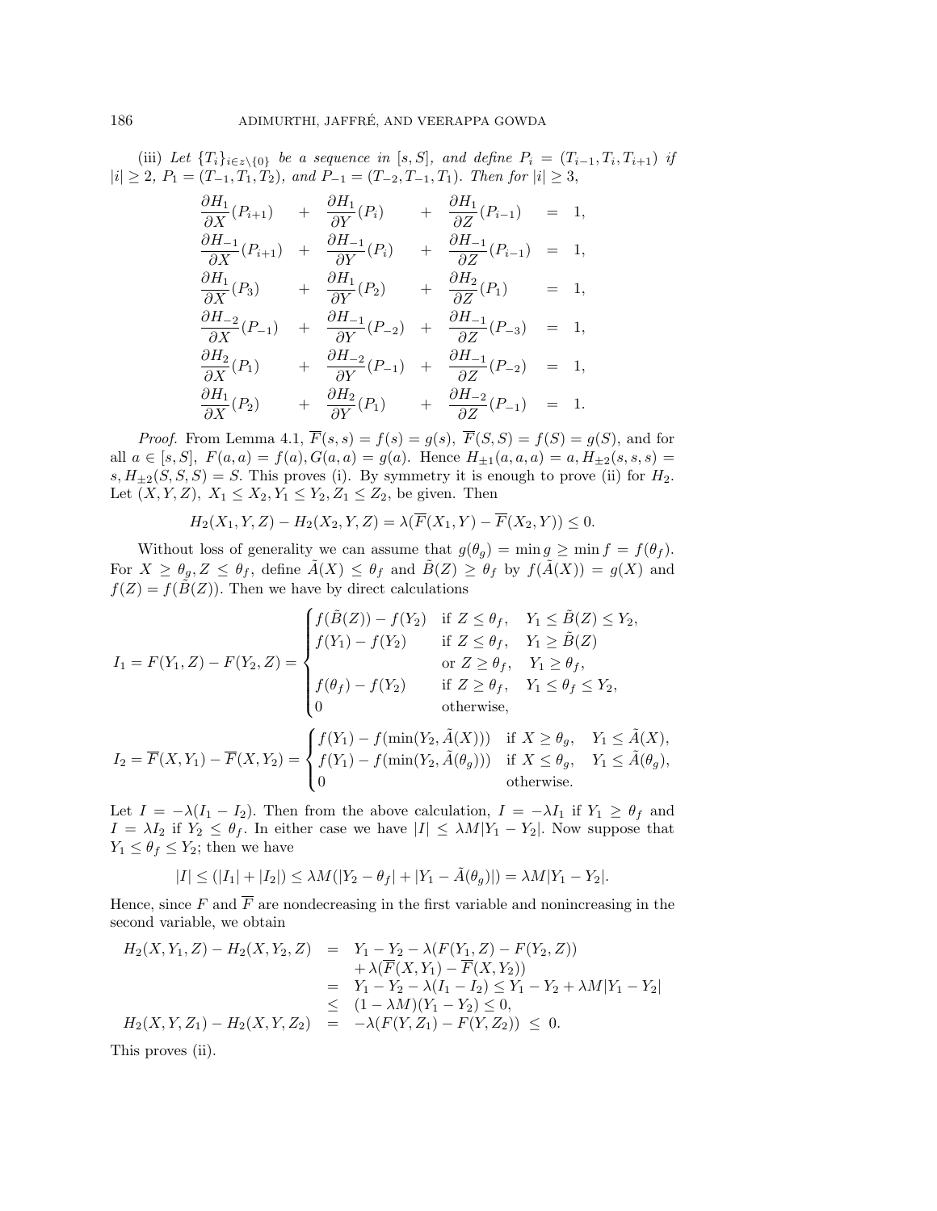(iii) *Let* $\{T_i\}_{i\in z\setminus\{0\}}$ *be a sequence in* $[s,S]$, *and define* $P_i = (T_{i-1}, T_i, T_{i+1})$ *if* $|i|\geq 2$, $P_1 = (T_{-1}, T_1, T_2)$, *and* $P_{-1} = (T_{-2}, T_{-1}, T_1)$. *Then for* $|i|\geq 3$,

$$
\begin{array}{lllllll}
\dfrac{\partial H_1}{\partial X}(P_{i+1}) & + & \dfrac{\partial H_1}{\partial Y}(P_i) & + & \dfrac{\partial H_1}{\partial Z}(P_{i-1}) & = & 1,\\
\dfrac{\partial H_{-1}}{\partial X}(P_{i+1}) & + & \dfrac{\partial H_{-1}}{\partial Y}(P_i) & + & \dfrac{\partial H_{-1}}{\partial Z}(P_{i-1}) & = & 1,\\
\dfrac{\partial H_1}{\partial X}(P_3) & + & \dfrac{\partial H_1}{\partial Y}(P_2) & + & \dfrac{\partial H_2}{\partial Z}(P_1) & = & 1,\\
\dfrac{\partial H_{-2}}{\partial X}(P_{-1}) & + & \dfrac{\partial H_{-1}}{\partial Y}(P_{-2}) & + & \dfrac{\partial H_{-1}}{\partial Z}(P_{-3}) & = & 1,\\
\dfrac{\partial H_2}{\partial X}(P_1) & + & \dfrac{\partial H_{-2}}{\partial Y}(P_{-1}) & + & \dfrac{\partial H_{-1}}{\partial Z}(P_{-2}) & = & 1,\\
\dfrac{\partial H_1}{\partial X}(P_2) & + & \dfrac{\partial H_2}{\partial Y}(P_1) & + & \dfrac{\partial H_{-2}}{\partial Z}(P_{-1}) & = & 1.
\end{array}
$$

*Proof.* From Lemma 4.1, $\overline{F}(s,s) = f(s) = g(s)$, $\overline{F}(S,S) = f(S) = g(S)$, and for all $a\in[s,S]$, $F(a,a) = f(a), G(a,a) = g(a)$. Hence $H_{\pm 1}(a,a,a) = a, H_{\pm 2}(s,s,s) = s, H_{\pm 2}(S,S,S) = S$. This proves (i). By symmetry it is enough to prove (ii) for $H_2$. Let $(X,Y,Z)$, $X_1\leq X_2, Y_1\leq Y_2, Z_1\leq Z_2$, be given. Then

$$
H_2(X_1,Y,Z) - H_2(X_2,Y,Z) = \lambda(\overline{F}(X_1,Y) - \overline{F}(X_2,Y)) \leq 0.
$$

Without loss of generality we can assume that $g(\theta_g) = \min g \geq \min f = f(\theta_f)$. For $X\geq\theta_g, Z\leq\theta_f$, define $\tilde{A}(X)\leq\theta_f$ and $\tilde{B}(Z)\geq\theta_f$ by $f(\tilde{A}(X)) = g(X)$ and $f(Z) = f(\tilde{B}(Z))$. Then we have by direct calculations

$$
I_1 = F(Y_1,Z) - F(Y_2,Z) = \begin{cases} f(\tilde{B}(Z)) - f(Y_2) & \text{if } Z\leq\theta_f,\quad Y_1\leq\tilde{B}(Z)\leq Y_2,\\ f(Y_1) - f(Y_2) & \text{if } Z\leq\theta_f,\quad Y_1\geq\tilde{B}(Z)\\ & \text{or } Z\geq\theta_f,\quad Y_1\geq\theta_f,\\ f(\theta_f) - f(Y_2) & \text{if } Z\geq\theta_f,\quad Y_1\leq\theta_f\leq Y_2,\\ 0 & \text{otherwise,}\end{cases}
$$

$$
I_2 = \overline{F}(X,Y_1) - \overline{F}(X,Y_2) = \begin{cases} f(Y_1) - f(\min(Y_2,\tilde{A}(X))) & \text{if } X\geq\theta_g,\quad Y_1\leq\tilde{A}(X),\\ f(Y_1) - f(\min(Y_2,\tilde{A}(\theta_g))) & \text{if } X\leq\theta_g,\quad Y_1\leq\tilde{A}(\theta_g),\\ 0 & \text{otherwise.}\end{cases}
$$

Let $I = -\lambda(I_1 - I_2)$. Then from the above calculation, $I = -\lambda I_1$ if $Y_1\geq\theta_f$ and $I = \lambda I_2$ if $Y_2\leq\theta_f$. In either case we have $|I|\leq\lambda M|Y_1 - Y_2|$. Now suppose that $Y_1\leq\theta_f\leq Y_2$; then we have

$$
|I|\leq(|I_1| + |I_2|)\leq\lambda M(|Y_2 - \theta_f| + |Y_1 - \tilde{A}(\theta_g)|) = \lambda M|Y_1 - Y_2|.
$$

Hence, since $F$ and $\overline{F}$ are nondecreasing in the first variable and nonincreasing in the second variable, we obtain

$$
\begin{aligned}
H_2(X,Y_1,Z) - H_2(X,Y_2,Z) &= Y_1 - Y_2 - \lambda(F(Y_1,Z) - F(Y_2,Z))\\
&\quad + \lambda(\overline{F}(X,Y_1) - \overline{F}(X,Y_2))\\
&= Y_1 - Y_2 - \lambda(I_1 - I_2)\leq Y_1 - Y_2 + \lambda M|Y_1 - Y_2|\\
&\leq (1-\lambda M)(Y_1 - Y_2)\leq 0,\\
H_2(X,Y,Z_1) - H_2(X,Y,Z_2) &= -\lambda(F(Y,Z_1) - F(Y,Z_2))\ \leq\ 0.
\end{aligned}
$$

This proves (ii).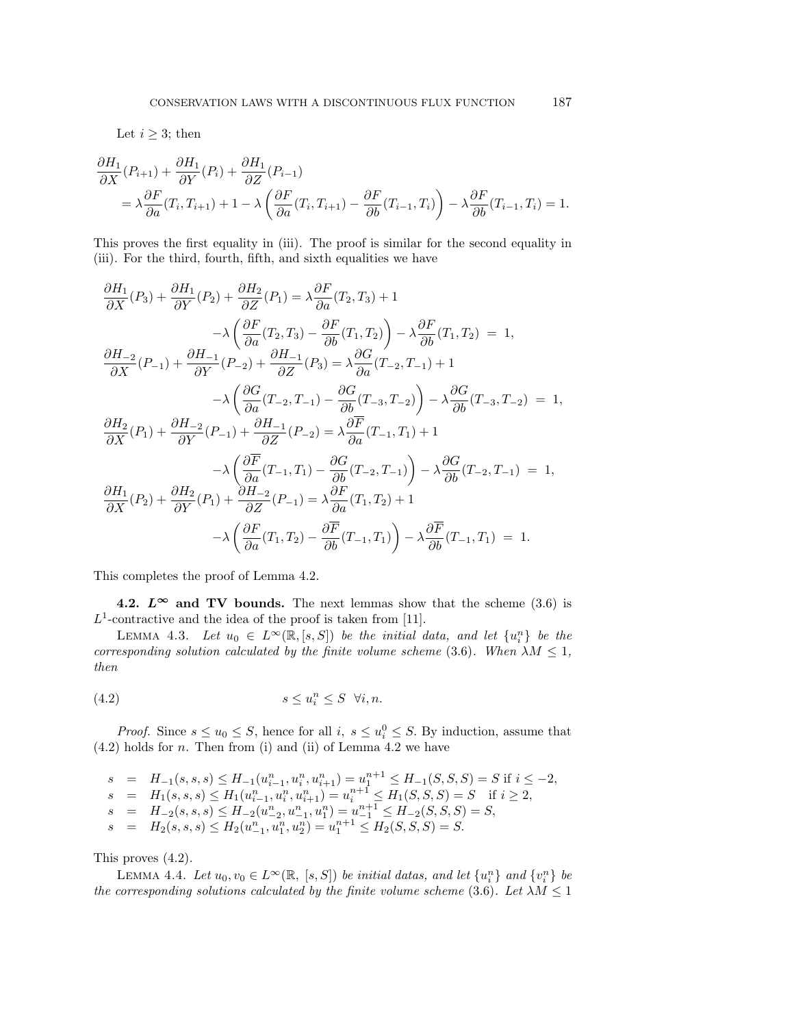Let $i \geq 3$; then

$$
\begin{aligned}
&\frac{\partial H_1}{\partial X}(P_{i+1}) + \frac{\partial H_1}{\partial Y}(P_i) + \frac{\partial H_1}{\partial Z}(P_{i-1}) \\
&\quad = \lambda \frac{\partial F}{\partial a}(T_i, T_{i+1}) + 1 - \lambda \left( \frac{\partial F}{\partial a}(T_i, T_{i+1}) - \frac{\partial F}{\partial b}(T_{i-1}, T_i) \right) - \lambda \frac{\partial F}{\partial b}(T_{i-1}, T_i) = 1.
\end{aligned}
$$

This proves the first equality in (iii). The proof is similar for the second equality in (iii). For the third, fourth, fifth, and sixth equalities we have

$$
\begin{aligned}
\frac{\partial H_1}{\partial X}(P_3) + \frac{\partial H_1}{\partial Y}(P_2) + \frac{\partial H_2}{\partial Z}(P_1) &= \lambda \frac{\partial F}{\partial a}(T_2, T_3) + 1 \\
&\quad - \lambda \left( \frac{\partial F}{\partial a}(T_2, T_3) - \frac{\partial F}{\partial b}(T_1, T_2) \right) - \lambda \frac{\partial F}{\partial b}(T_1, T_2) \;=\; 1, \\
\frac{\partial H_{-2}}{\partial X}(P_{-1}) + \frac{\partial H_{-1}}{\partial Y}(P_{-2}) + \frac{\partial H_{-1}}{\partial Z}(P_3) &= \lambda \frac{\partial G}{\partial a}(T_{-2}, T_{-1}) + 1 \\
&\quad - \lambda \left( \frac{\partial G}{\partial a}(T_{-2}, T_{-1}) - \frac{\partial G}{\partial b}(T_{-3}, T_{-2}) \right) - \lambda \frac{\partial G}{\partial b}(T_{-3}, T_{-2}) \;=\; 1, \\
\frac{\partial H_2}{\partial X}(P_1) + \frac{\partial H_{-2}}{\partial Y}(P_{-1}) + \frac{\partial H_{-1}}{\partial Z}(P_{-2}) &= \lambda \frac{\partial \overline{F}}{\partial a}(T_{-1}, T_1) + 1 \\
&\quad - \lambda \left( \frac{\partial \overline{F}}{\partial a}(T_{-1}, T_1) - \frac{\partial G}{\partial b}(T_{-2}, T_{-1}) \right) - \lambda \frac{\partial G}{\partial b}(T_{-2}, T_{-1}) \;=\; 1, \\
\frac{\partial H_1}{\partial X}(P_2) + \frac{\partial H_2}{\partial Y}(P_1) + \frac{\partial H_{-2}}{\partial Z}(P_{-1}) &= \lambda \frac{\partial F}{\partial a}(T_1, T_2) + 1 \\
&\quad - \lambda \left( \frac{\partial F}{\partial a}(T_1, T_2) - \frac{\partial \overline{F}}{\partial b}(T_{-1}, T_1) \right) - \lambda \frac{\partial \overline{F}}{\partial b}(T_{-1}, T_1) \;=\; 1.
\end{aligned}
$$

This completes the proof of Lemma 4.2.

**4.2. $L^\infty$ and TV bounds.** The next lemmas show that the scheme (3.6) is $L^1$-contractive and the idea of the proof is taken from [11].

Lemma 4.3. *Let $u_0 \in L^\infty(\mathbb{R}, [s, S])$ be the initial data, and let $\{u_i^n\}$ be the corresponding solution calculated by the finite volume scheme* (3.6). *When $\lambda M \leq 1$, then*

$$
s \leq u_i^n \leq S \quad \forall i, n. \tag{4.2}
$$

*Proof.* Since $s \leq u_0 \leq S$, hence for all $i$, $s \leq u_i^0 \leq S$. By induction, assume that (4.2) holds for $n$. Then from (i) and (ii) of Lemma 4.2 we have

$$
\begin{aligned}
s &= H_{-1}(s, s, s) \leq H_{-1}(u_{i-1}^n, u_i^n, u_{i+1}^n) = u_1^{n+1} \leq H_{-1}(S, S, S) = S \text{ if } i \leq -2, \\
s &= H_1(s, s, s) \leq H_1(u_{i-1}^n, u_i^n, u_{i+1}^n) = u_i^{n+1} \leq H_1(S, S, S) = S \quad \text{if } i \geq 2, \\
s &= H_{-2}(s, s, s) \leq H_{-2}(u_{-2}^n, u_{-1}^n, u_1^n) = u_{-1}^{n+1} \leq H_{-2}(S, S, S) = S, \\
s &= H_2(s, s, s) \leq H_2(u_{-1}^n, u_1^n, u_2^n) = u_1^{n+1} \leq H_2(S, S, S) = S.
\end{aligned}
$$

This proves (4.2).

Lemma 4.4. *Let $u_0, v_0 \in L^\infty(\mathbb{R}, [s, S])$ be initial datas, and let $\{u_i^n\}$ and $\{v_i^n\}$ be the corresponding solutions calculated by the finite volume scheme* (3.6). *Let $\lambda M \leq 1$*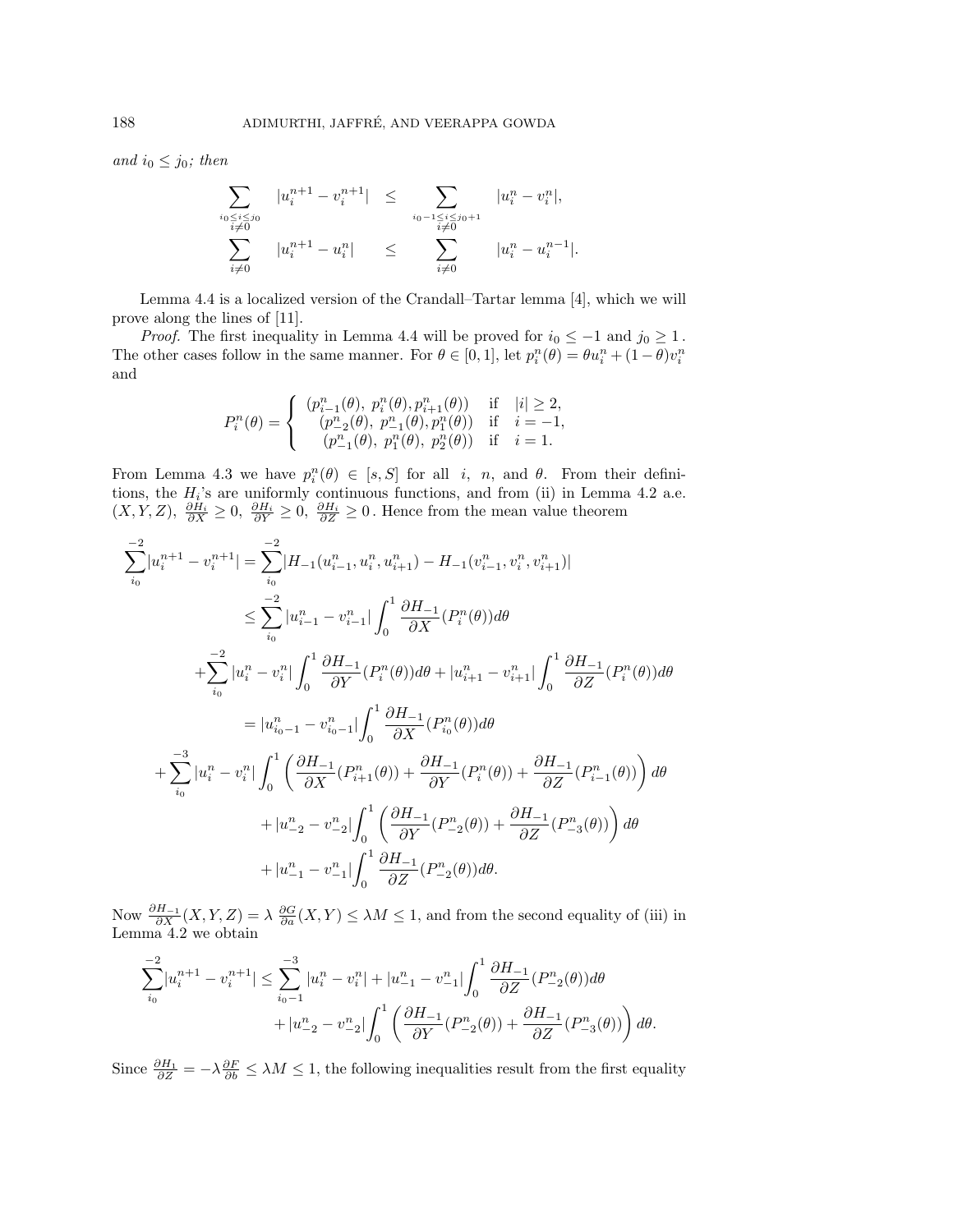*and $i_0 \le j_0$; then*

$$\sum_{\substack{i_0 \le i \le j_0 \\ i \neq 0}} |u_i^{n+1} - v_i^{n+1}| \quad \le \quad \sum_{\substack{i_0 - 1 \le i \le j_0 + 1 \\ i \neq 0}} |u_i^n - v_i^n|,$$

$$\sum_{i \neq 0} |u_i^{n+1} - u_i^n| \quad \le \quad \sum_{i \neq 0} |u_i^n - u_i^{n-1}|.$$

Lemma 4.4 is a localized version of the Crandall–Tartar lemma [4], which we will prove along the lines of [11].

*Proof.* The first inequality in Lemma 4.4 will be proved for $i_0 \le -1$ and $j_0 \ge 1$. The other cases follow in the same manner. For $\theta \in [0, 1]$, let $p_i^n(\theta) = \theta u_i^n + (1-\theta) v_i^n$ and

$$P_i^n(\theta) = \begin{cases} (p_{i-1}^n(\theta),\ p_i^n(\theta), p_{i+1}^n(\theta)) & \text{if} \quad |i| \ge 2, \\ (p_{-2}^n(\theta),\ p_{-1}^n(\theta), p_1^n(\theta)) & \text{if} \quad i = -1, \\ (p_{-1}^n(\theta),\ p_1^n(\theta),\ p_2^n(\theta)) & \text{if} \quad i = 1. \end{cases}$$

From Lemma 4.3 we have $p_i^n(\theta) \in [s, S]$ for all $i$, $n$, and $\theta$. From their definitions, the $H_i$'s are uniformly continuous functions, and from (ii) in Lemma 4.2 a.e. $(X, Y, Z)$, $\frac{\partial H_i}{\partial X} \ge 0$, $\frac{\partial H_i}{\partial Y} \ge 0$, $\frac{\partial H_i}{\partial Z} \ge 0$. Hence from the mean value theorem

$$\begin{aligned}
\sum_{i_0}^{-2} |u_i^{n+1} - v_i^{n+1}| &= \sum_{i_0}^{-2} |H_{-1}(u_{i-1}^n, u_i^n, u_{i+1}^n) - H_{-1}(v_{i-1}^n, v_i^n, v_{i+1}^n)| \\
&\le \sum_{i_0}^{-2} |u_{i-1}^n - v_{i-1}^n| \int_0^1 \frac{\partial H_{-1}}{\partial X}(P_i^n(\theta)) d\theta \\
&\quad + \sum_{i_0}^{-2} |u_i^n - v_i^n| \int_0^1 \frac{\partial H_{-1}}{\partial Y}(P_i^n(\theta)) d\theta + |u_{i+1}^n - v_{i+1}^n| \int_0^1 \frac{\partial H_{-1}}{\partial Z}(P_i^n(\theta)) d\theta \\
&= |u_{i_0-1}^n - v_{i_0-1}^n| \int_0^1 \frac{\partial H_{-1}}{\partial X}(P_{i_0}^n(\theta)) d\theta \\
&\quad + \sum_{i_0}^{-3} |u_i^n - v_i^n| \int_0^1 \left( \frac{\partial H_{-1}}{\partial X}(P_{i+1}^n(\theta)) + \frac{\partial H_{-1}}{\partial Y}(P_i^n(\theta)) + \frac{\partial H_{-1}}{\partial Z}(P_{i-1}^n(\theta)) \right) d\theta \\
&\quad + |u_{-2}^n - v_{-2}^n| \int_0^1 \left( \frac{\partial H_{-1}}{\partial Y}(P_{-2}^n(\theta)) + \frac{\partial H_{-1}}{\partial Z}(P_{-3}^n(\theta)) \right) d\theta \\
&\quad + |u_{-1}^n - v_{-1}^n| \int_0^1 \frac{\partial H_{-1}}{\partial Z}(P_{-2}^n(\theta)) d\theta.
\end{aligned}$$

Now $\frac{\partial H_{-1}}{\partial X}(X, Y, Z) = \lambda \frac{\partial G}{\partial a}(X, Y) \le \lambda M \le 1$, and from the second equality of (iii) in Lemma 4.2 we obtain

$$\begin{aligned}
\sum_{i_0}^{-2} |u_i^{n+1} - v_i^{n+1}| \le \sum_{i_0 - 1}^{-3} |u_i^n - v_i^n| &+ |u_{-1}^n - v_{-1}^n| \int_0^1 \frac{\partial H_{-1}}{\partial Z}(P_{-2}^n(\theta)) d\theta \\
&+ |u_{-2}^n - v_{-2}^n| \int_0^1 \left( \frac{\partial H_{-1}}{\partial Y}(P_{-2}^n(\theta)) + \frac{\partial H_{-1}}{\partial Z}(P_{-3}^n(\theta)) \right) d\theta.
\end{aligned}$$

Since $\frac{\partial H_1}{\partial Z} = -\lambda \frac{\partial F}{\partial b} \le \lambda M \le 1$, the following inequalities result from the first equality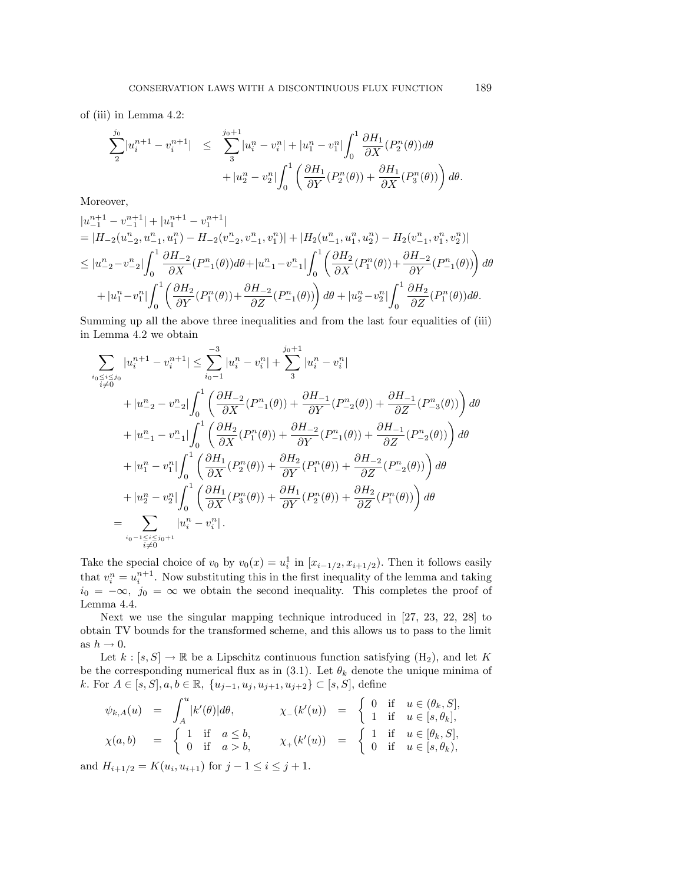of (iii) in Lemma 4.2:

$$\sum_{2}^{j_0}|u_i^{n+1}-v_i^{n+1}| \leq \sum_{3}^{j_0+1}|u_i^n-v_i^n| + |u_1^n-v_1^n|\int_0^1 \frac{\partial H_1}{\partial X}(P_2^n(\theta))d\theta + |u_2^n-v_2^n|\int_0^1 \left(\frac{\partial H_1}{\partial Y}(P_2^n(\theta))+\frac{\partial H_1}{\partial X}(P_3^n(\theta))\right)d\theta.$$

Moreover,

$$\begin{aligned}
&|u_{-1}^{n+1}-v_{-1}^{n+1}|+|u_1^{n+1}-v_1^{n+1}|\\
&=|H_{-2}(u_{-2}^n,u_{-1}^n,u_1^n)-H_{-2}(v_{-2}^n,v_{-1}^n,v_1^n)|+|H_2(u_{-1}^n,u_1^n,u_2^n)-H_2(v_{-1}^n,v_1^n,v_2^n)|\\
&\leq |u_{-2}^n-v_{-2}^n|\int_0^1\frac{\partial H_{-2}}{\partial X}(P_{-1}^n(\theta))d\theta+|u_{-1}^n-v_{-1}^n|\int_0^1\left(\frac{\partial H_2}{\partial X}(P_1^n(\theta))+\frac{\partial H_{-2}}{\partial Y}(P_{-1}^n(\theta))\right)d\theta\\
&\quad+|u_1^n-v_1^n|\int_0^1\left(\frac{\partial H_2}{\partial Y}(P_1^n(\theta))+\frac{\partial H_{-2}}{\partial Z}(P_{-1}^n(\theta))\right)d\theta+|u_2^n-v_2^n|\int_0^1\frac{\partial H_2}{\partial Z}(P_1^n(\theta))d\theta.
\end{aligned}$$

Summing up all the above three inequalities and from the last four equalities of (iii) in Lemma 4.2 we obtain

$$\begin{aligned}
\sum_{\substack{i_0\leq i\leq j_0\\ i\neq 0}}|u_i^{n+1}-v_i^{n+1}| &\leq \sum_{i_0-1}^{-3}|u_i^n-v_i^n|+\sum_{3}^{j_0+1}|u_i^n-v_i^n|\\
&\quad+|u_{-2}^n-v_{-2}^n|\int_0^1\left(\frac{\partial H_{-2}}{\partial X}(P_{-1}^n(\theta))+\frac{\partial H_{-1}}{\partial Y}(P_{-2}^n(\theta))+\frac{\partial H_{-1}}{\partial Z}(P_{-3}^n(\theta))\right)d\theta\\
&\quad+|u_{-1}^n-v_{-1}^n|\int_0^1\left(\frac{\partial H_2}{\partial X}(P_1^n(\theta))+\frac{\partial H_{-2}}{\partial Y}(P_{-1}^n(\theta))+\frac{\partial H_{-1}}{\partial Z}(P_{-2}^n(\theta))\right)d\theta\\
&\quad+|u_1^n-v_1^n|\int_0^1\left(\frac{\partial H_1}{\partial X}(P_2^n(\theta))+\frac{\partial H_2}{\partial Y}(P_1^n(\theta))+\frac{\partial H_{-2}}{\partial Z}(P_{-2}^n(\theta))\right)d\theta\\
&\quad+|u_2^n-v_2^n|\int_0^1\left(\frac{\partial H_1}{\partial X}(P_3^n(\theta))+\frac{\partial H_1}{\partial Y}(P_2^n(\theta))+\frac{\partial H_2}{\partial Z}(P_1^n(\theta))\right)d\theta\\
&=\sum_{\substack{i_0-1\leq i\leq j_0+1\\ i\neq 0}}|u_i^n-v_i^n|.
\end{aligned}$$

Take the special choice of $v_0$ by $v_0(x)=u_i^1$ in $[x_{i-1/2},x_{i+1/2})$. Then it follows easily that $v_i^n=u_i^{n+1}$. Now substituting this in the first inequality of the lemma and taking $i_0=-\infty$, $j_0=\infty$ we obtain the second inequality. This completes the proof of Lemma 4.4.

Next we use the singular mapping technique introduced in [27, 23, 22, 28] to obtain TV bounds for the transformed scheme, and this allows us to pass to the limit as $h\to 0$.

Let $k:[s,S]\to\mathbb{R}$ be a Lipschitz continuous function satisfying (H$_2$), and let $K$ be the corresponding numerical flux as in (3.1). Let $\theta_k$ denote the unique minima of $k$. For $A\in[s,S], a,b\in\mathbb{R}$, $\{u_{j-1},u_j,u_{j+1},u_{j+2}\}\subset[s,S]$, define

$$\psi_{k,A}(u) = \int_A^u|k'(\theta)|d\theta, \qquad \chi_-(k'(u)) = \begin{cases}0 & \text{if } u\in(\theta_k,S],\\ 1 & \text{if } u\in[s,\theta_k],\end{cases}$$

$$\chi(a,b) = \begin{cases}1 & \text{if } a\leq b,\\ 0 & \text{if } a>b,\end{cases} \qquad \chi_+(k'(u)) = \begin{cases}1 & \text{if } u\in[\theta_k,S],\\ 0 & \text{if } u\in[s,\theta_k),\end{cases}$$

and $H_{i+1/2}=K(u_i,u_{i+1})$ for $j-1\leq i\leq j+1$.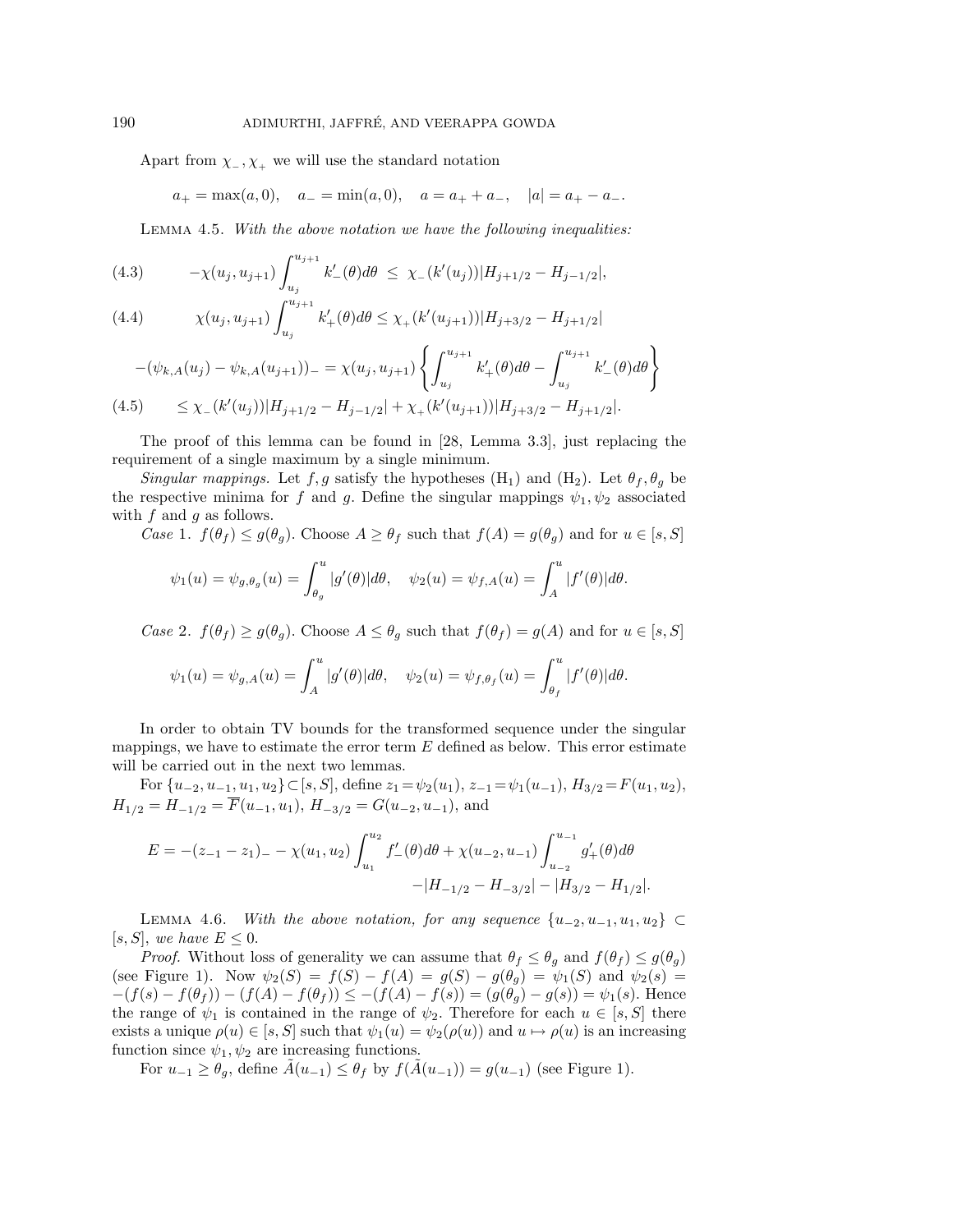Apart from $\chi_-, \chi_+$ we will use the standard notation

$$a_+ = \max(a, 0), \quad a_- = \min(a, 0), \quad a = a_+ + a_-, \quad |a| = a_+ - a_-.$$

LEMMA 4.5. *With the above notation we have the following inequalities:*

$$-\chi(u_j, u_{j+1}) \int_{u_j}^{u_{j+1}} k'_-(\theta) d\theta \ \leq \ \chi_-(k'(u_j)) |H_{j+1/2} - H_{j-1/2}|, \tag{4.3}$$

$$\chi(u_j, u_{j+1}) \int_{u_j}^{u_{j+1}} k'_+(\theta) d\theta \leq \chi_+(k'(u_{j+1})) |H_{j+3/2} - H_{j+1/2}| \tag{4.4}$$

$$-(\psi_{k,A}(u_j) - \psi_{k,A}(u_{j+1}))_- = \chi(u_j, u_{j+1}) \left\{ \int_{u_j}^{u_{j+1}} k'_+(\theta) d\theta - \int_{u_j}^{u_{j+1}} k'_-(\theta) d\theta \right\}$$

$$\leq \chi_-(k'(u_j)) |H_{j+1/2} - H_{j-1/2}| + \chi_+(k'(u_{j+1})) |H_{j+3/2} - H_{j+1/2}|. \tag{4.5}$$

The proof of this lemma can be found in [28, Lemma 3.3], just replacing the requirement of a single maximum by a single minimum.

*Singular mappings.* Let $f, g$ satisfy the hypotheses ($H_1$) and ($H_2$). Let $\theta_f, \theta_g$ be the respective minima for $f$ and $g$. Define the singular mappings $\psi_1, \psi_2$ associated with $f$ and $g$ as follows.

*Case* 1. $f(\theta_f) \leq g(\theta_g)$. Choose $A \geq \theta_f$ such that $f(A) = g(\theta_g)$ and for $u \in [s, S]$

$$\psi_1(u) = \psi_{g,\theta_g}(u) = \int_{\theta_g}^{u} |g'(\theta)| d\theta, \quad \psi_2(u) = \psi_{f,A}(u) = \int_{A}^{u} |f'(\theta)| d\theta.$$

*Case* 2. $f(\theta_f) \geq g(\theta_g)$. Choose $A \leq \theta_g$ such that $f(\theta_f) = g(A)$ and for $u \in [s, S]$

$$\psi_1(u) = \psi_{g,A}(u) = \int_{A}^{u} |g'(\theta)| d\theta, \quad \psi_2(u) = \psi_{f,\theta_f}(u) = \int_{\theta_f}^{u} |f'(\theta)| d\theta.$$

In order to obtain TV bounds for the transformed sequence under the singular mappings, we have to estimate the error term $E$ defined as below. This error estimate will be carried out in the next two lemmas.

For $\{u_{-2}, u_{-1}, u_1, u_2\} \subset [s, S]$, define $z_1 = \psi_2(u_1)$, $z_{-1} = \psi_1(u_{-1})$, $H_{3/2} = F(u_1, u_2)$, $H_{1/2} = H_{-1/2} = \overline{F}(u_{-1}, u_1)$, $H_{-3/2} = G(u_{-2}, u_{-1})$, and

$$E = -(z_{-1} - z_1)_- - \chi(u_1, u_2) \int_{u_1}^{u_2} f'_-(\theta) d\theta + \chi(u_{-2}, u_{-1}) \int_{u_{-2}}^{u_{-1}} g'_+(\theta) d\theta$$
$$- |H_{-1/2} - H_{-3/2}| - |H_{3/2} - H_{1/2}|.$$

LEMMA 4.6. *With the above notation, for any sequence* $\{u_{-2}, u_{-1}, u_1, u_2\} \subset [s, S]$, *we have* $E \leq 0$.

*Proof.* Without loss of generality we can assume that $\theta_f \leq \theta_g$ and $f(\theta_f) \leq g(\theta_g)$ (see Figure 1). Now $\psi_2(S) = f(S) - f(A) = g(S) - g(\theta_g) = \psi_1(S)$ and $\psi_2(s) = -(f(s) - f(\theta_f)) - (f(A) - f(\theta_f)) \leq -(f(A) - f(s)) = (g(\theta_g) - g(s)) = \psi_1(s)$. Hence the range of $\psi_1$ is contained in the range of $\psi_2$. Therefore for each $u \in [s, S]$ there exists a unique $\rho(u) \in [s, S]$ such that $\psi_1(u) = \psi_2(\rho(u))$ and $u \mapsto \rho(u)$ is an increasing function since $\psi_1, \psi_2$ are increasing functions.

For $u_{-1} \geq \theta_g$, define $\tilde{A}(u_{-1}) \leq \theta_f$ by $f(\tilde{A}(u_{-1})) = g(u_{-1})$ (see Figure 1).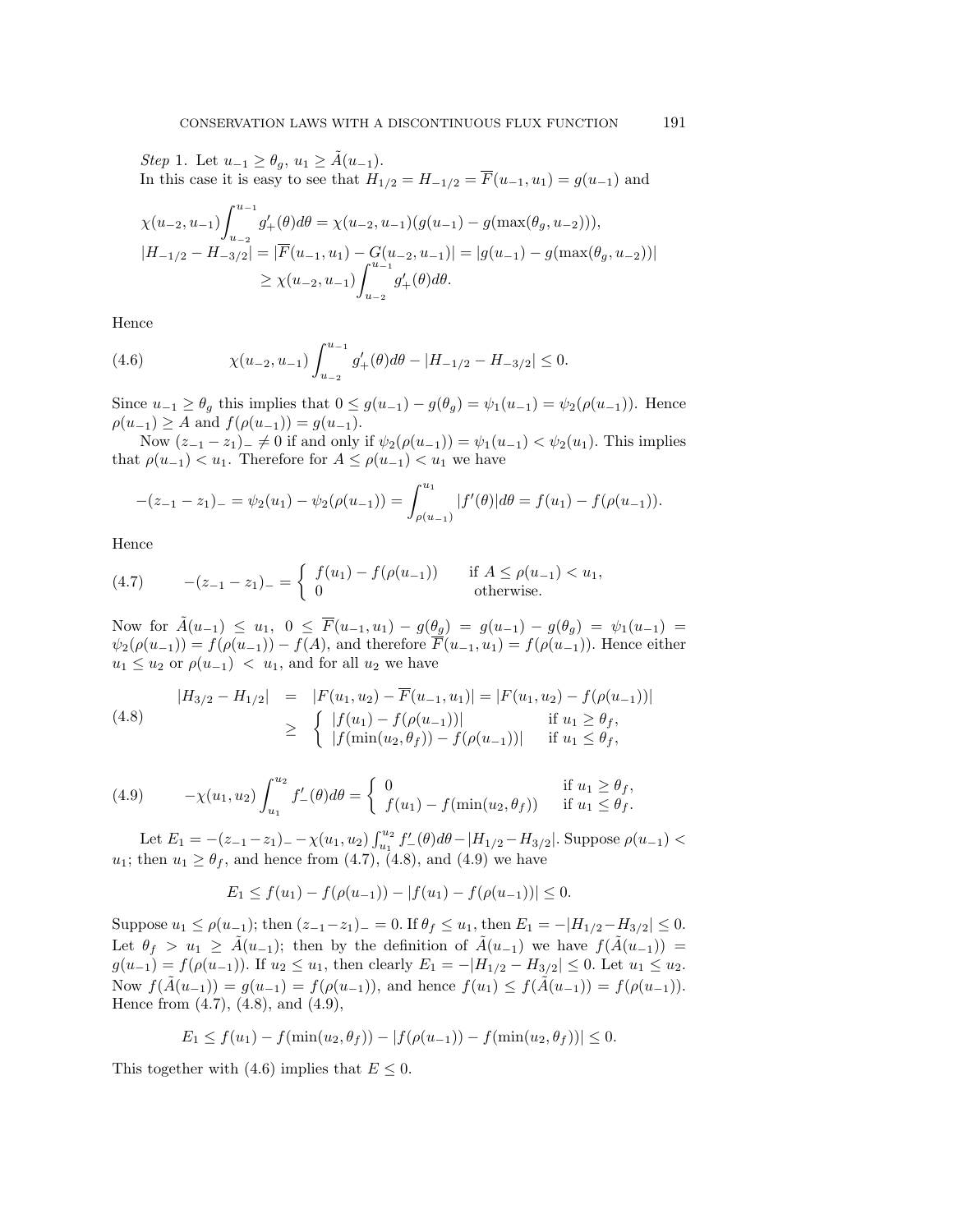*Step* 1. Let $u_{-1} \geq \theta_g$, $u_1 \geq \tilde{A}(u_{-1})$.

In this case it is easy to see that $H_{1/2} = H_{-1/2} = \overline{F}(u_{-1}, u_1) = g(u_{-1})$ and

$$\begin{aligned}
\chi(u_{-2}, u_{-1}) \int_{u_{-2}}^{u_{-1}} g'_+(\theta) d\theta &= \chi(u_{-2}, u_{-1})(g(u_{-1}) - g(\max(\theta_g, u_{-2}))), \\
|H_{-1/2} - H_{-3/2}| &= |\overline{F}(u_{-1}, u_1) - G(u_{-2}, u_{-1})| = |g(u_{-1}) - g(\max(\theta_g, u_{-2}))| \\
&\geq \chi(u_{-2}, u_{-1}) \int_{u_{-2}}^{u_{-1}} g'_+(\theta) d\theta.
\end{aligned}$$

Hence

$$\chi(u_{-2}, u_{-1}) \int_{u_{-2}}^{u_{-1}} g'_+(\theta) d\theta - |H_{-1/2} - H_{-3/2}| \leq 0. \tag{4.6}$$

Since $u_{-1} \geq \theta_g$ this implies that $0 \leq g(u_{-1}) - g(\theta_g) = \psi_1(u_{-1}) = \psi_2(\rho(u_{-1}))$. Hence $\rho(u_{-1}) \geq A$ and $f(\rho(u_{-1})) = g(u_{-1})$.

Now $(z_{-1} - z_1)_- \neq 0$ if and only if $\psi_2(\rho(u_{-1})) = \psi_1(u_{-1}) < \psi_2(u_1)$. This implies that $\rho(u_{-1}) < u_1$. Therefore for $A \leq \rho(u_{-1}) < u_1$ we have

$$-(z_{-1} - z_1)_- = \psi_2(u_1) - \psi_2(\rho(u_{-1})) = \int_{\rho(u_{-1})}^{u_1} |f'(\theta)| d\theta = f(u_1) - f(\rho(u_{-1})).$$

Hence

$$-(z_{-1} - z_1)_- = \begin{cases} f(u_1) - f(\rho(u_{-1})) & \text{if } A \leq \rho(u_{-1}) < u_1, \\ 0 & \text{otherwise.} \end{cases} \tag{4.7}$$

Now for $\tilde{A}(u_{-1}) \leq u_1$, $0 \leq \overline{F}(u_{-1}, u_1) - g(\theta_g) = g(u_{-1}) - g(\theta_g) = \psi_1(u_{-1}) = \psi_2(\rho(u_{-1})) = f(\rho(u_{-1})) - f(A)$, and therefore $\overline{F}(u_{-1}, u_1) = f(\rho(u_{-1}))$. Hence either $u_1 \leq u_2$ or $\rho(u_{-1}) < u_1$, and for all $u_2$ we have

$$\begin{aligned}
|H_{3/2} - H_{1/2}| &= |F(u_1, u_2) - \overline{F}(u_{-1}, u_1)| = |F(u_1, u_2) - f(\rho(u_{-1}))| \\
&\geq \begin{cases} |f(u_1) - f(\rho(u_{-1}))| & \text{if } u_1 \geq \theta_f, \\ |f(\min(u_2, \theta_f)) - f(\rho(u_{-1}))| & \text{if } u_1 \leq \theta_f, \end{cases}
\end{aligned} \tag{4.8}$$

$$-\chi(u_1, u_2) \int_{u_1}^{u_2} f'_-(\theta) d\theta = \begin{cases} 0 & \text{if } u_1 \geq \theta_f, \\ f(u_1) - f(\min(u_2, \theta_f)) & \text{if } u_1 \leq \theta_f. \end{cases} \tag{4.9}$$

Let $E_1 = -(z_{-1} - z_1)_- - \chi(u_1, u_2) \int_{u_1}^{u_2} f'_-(\theta) d\theta - |H_{1/2} - H_{3/2}|$. Suppose $\rho(u_{-1}) < u_1$; then $u_1 \geq \theta_f$, and hence from (4.7), (4.8), and (4.9) we have

$$E_1 \leq f(u_1) - f(\rho(u_{-1})) - |f(u_1) - f(\rho(u_{-1}))| \leq 0.$$

Suppose $u_1 \leq \rho(u_{-1})$; then $(z_{-1} - z_1)_- = 0$. If $\theta_f \leq u_1$, then $E_1 = -|H_{1/2} - H_{3/2}| \leq 0$. Let $\theta_f > u_1 \geq \tilde{A}(u_{-1})$; then by the definition of $\tilde{A}(u_{-1})$ we have $f(\tilde{A}(u_{-1})) = g(u_{-1}) = f(\rho(u_{-1}))$. If $u_2 \leq u_1$, then clearly $E_1 = -|H_{1/2} - H_{3/2}| \leq 0$. Let $u_1 \leq u_2$. Now $f(\tilde{A}(u_{-1})) = g(u_{-1}) = f(\rho(u_{-1}))$, and hence $f(u_1) \leq f(\tilde{A}(u_{-1})) = f(\rho(u_{-1}))$. Hence from (4.7), (4.8), and (4.9),

$$E_1 \leq f(u_1) - f(\min(u_2, \theta_f)) - |f(\rho(u_{-1})) - f(\min(u_2, \theta_f))| \leq 0.$$

This together with (4.6) implies that $E \leq 0$.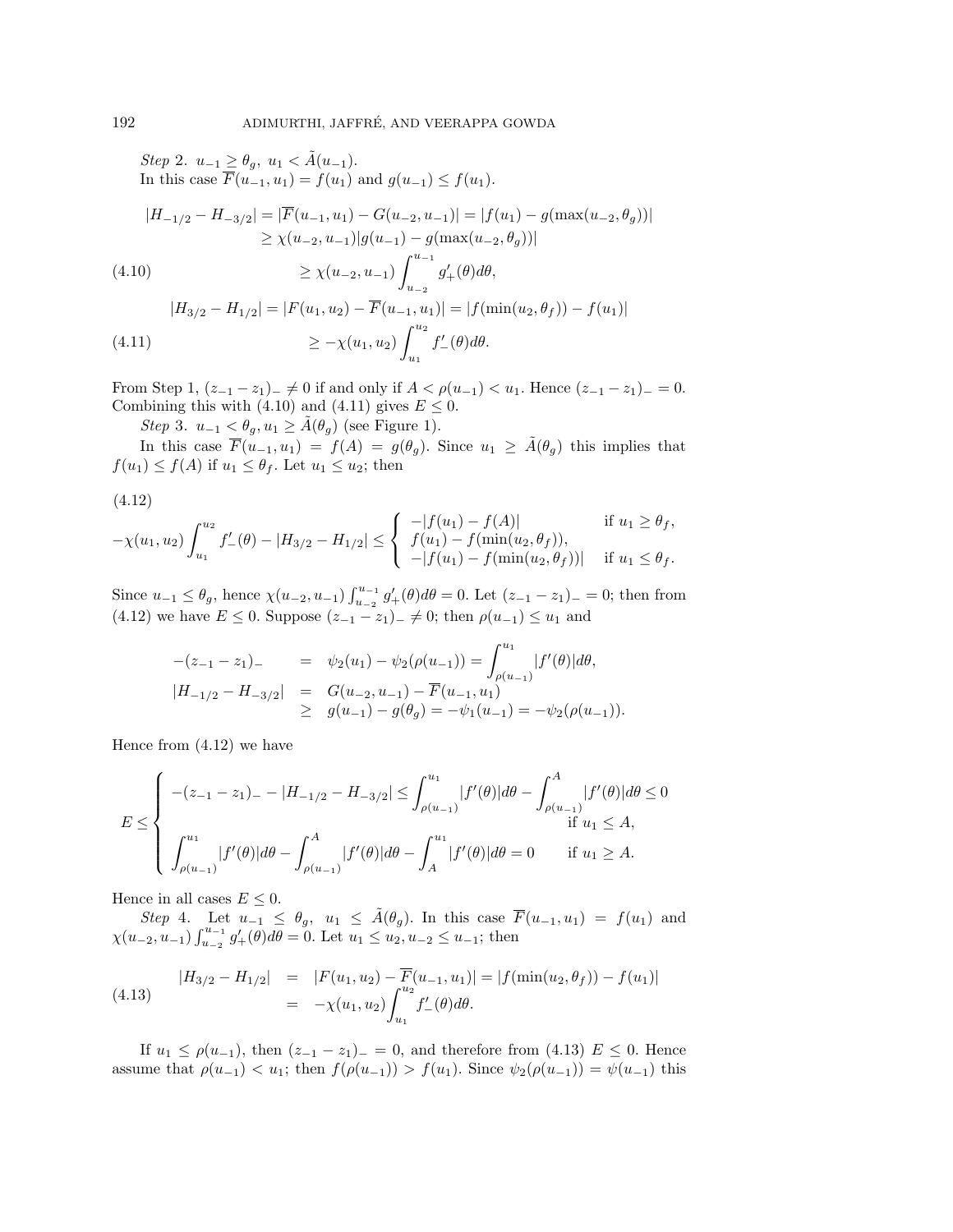*Step* 2. $u_{-1} \geq \theta_g,\ u_1 < \tilde{A}(u_{-1})$.

In this case $\overline{F}(u_{-1}, u_1) = f(u_1)$ and $g(u_{-1}) \leq f(u_1)$.

$$
\begin{aligned}
|H_{-1/2} - H_{-3/2}| = |\overline{F}(u_{-1}, u_1) - G(u_{-2}, u_{-1})| &= |f(u_1) - g(\max(u_{-2}, \theta_g))| \\
&\geq \chi(u_{-2}, u_{-1})|g(u_{-1}) - g(\max(u_{-2}, \theta_g))| \\
&\geq \chi(u_{-2}, u_{-1}) \int_{u_{-2}}^{u_{-1}} g'_+(\theta)d\theta, \qquad (4.10)
\end{aligned}
$$

$$
\begin{aligned}
|H_{3/2} - H_{1/2}| = |F(u_1, u_2) - \overline{F}(u_{-1}, u_1)| &= |f(\min(u_2, \theta_f)) - f(u_1)| \\
&\geq -\chi(u_1, u_2) \int_{u_1}^{u_2} f'_-(\theta)d\theta. \qquad (4.11)
\end{aligned}
$$

From Step 1, $(z_{-1} - z_1)_- \neq 0$ if and only if $A < \rho(u_{-1}) < u_1$. Hence $(z_{-1} - z_1)_- = 0$. Combining this with (4.10) and (4.11) gives $E \leq 0$.

*Step* 3. $u_{-1} < \theta_g, u_1 \geq \tilde{A}(\theta_g)$ (see Figure 1).

In this case $\overline{F}(u_{-1}, u_1) = f(A) = g(\theta_g)$. Since $u_1 \geq \tilde{A}(\theta_g)$ this implies that $f(u_1) \leq f(A)$ if $u_1 \leq \theta_f$. Let $u_1 \leq u_2$; then

$$
-\chi(u_1, u_2)\int_{u_1}^{u_2} f'_-(\theta) - |H_{3/2} - H_{1/2}| \leq \left\{ \begin{array}{ll} -|f(u_1) - f(A)| & \text{if } u_1 \geq \theta_f, \\ f(u_1) - f(\min(u_2, \theta_f)), & \\ -|f(u_1) - f(\min(u_2, \theta_f))| & \text{if } u_1 \leq \theta_f. \end{array} \right. \qquad (4.12)
$$

Since $u_{-1} \leq \theta_g$, hence $\chi(u_{-2}, u_{-1}) \int_{u_{-2}}^{u_{-1}} g'_+(\theta)d\theta = 0$. Let $(z_{-1} - z_1)_- = 0$; then from (4.12) we have $E \leq 0$. Suppose $(z_{-1} - z_1)_- \neq 0$; then $\rho(u_{-1}) \leq u_1$ and

$$
\begin{aligned}
-(z_{-1} - z_1)_- &= \psi_2(u_1) - \psi_2(\rho(u_{-1})) = \int_{\rho(u_{-1})}^{u_1} |f'(\theta)|d\theta, \\
|H_{-1/2} - H_{-3/2}| &= G(u_{-2}, u_{-1}) - \overline{F}(u_{-1}, u_1) \\
&\geq g(u_{-1}) - g(\theta_g) = -\psi_1(u_{-1}) = -\psi_2(\rho(u_{-1})).
\end{aligned}
$$

Hence from (4.12) we have

$$
E \leq \left\{ \begin{array}{ll} -(z_{-1} - z_1)_- - |H_{-1/2} - H_{-3/2}| \leq \displaystyle\int_{\rho(u_{-1})}^{u_1} |f'(\theta)|d\theta - \int_{\rho(u_{-1})}^{A} |f'(\theta)|d\theta \leq 0 & \\ & \text{if } u_1 \leq A, \\ \displaystyle\int_{\rho(u_{-1})}^{u_1} |f'(\theta)|d\theta - \int_{\rho(u_{-1})}^{A} |f'(\theta)|d\theta - \int_{A}^{u_1} |f'(\theta)|d\theta = 0 & \text{if } u_1 \geq A. \end{array} \right.
$$

Hence in all cases $E \leq 0$.

*Step* 4. Let $u_{-1} \leq \theta_g,\ u_1 \leq \tilde{A}(\theta_g)$. In this case $\overline{F}(u_{-1}, u_1) = f(u_1)$ and $\chi(u_{-2}, u_{-1}) \int_{u_{-2}}^{u_{-1}} g'_+(\theta)d\theta = 0$. Let $u_1 \leq u_2, u_{-2} \leq u_{-1}$; then

$$
\begin{aligned}
|H_{3/2} - H_{1/2}| &= |F(u_1, u_2) - \overline{F}(u_{-1}, u_1)| = |f(\min(u_2, \theta_f)) - f(u_1)| \\
&= -\chi(u_1, u_2)\int_{u_1}^{u_2} f'_-(\theta)d\theta. \qquad (4.13)
\end{aligned}
$$

If $u_1 \leq \rho(u_{-1})$, then $(z_{-1} - z_1)_- = 0$, and therefore from (4.13) $E \leq 0$. Hence assume that $\rho(u_{-1}) < u_1$; then $f(\rho(u_{-1})) > f(u_1)$. Since $\psi_2(\rho(u_{-1})) = \psi(u_{-1})$ this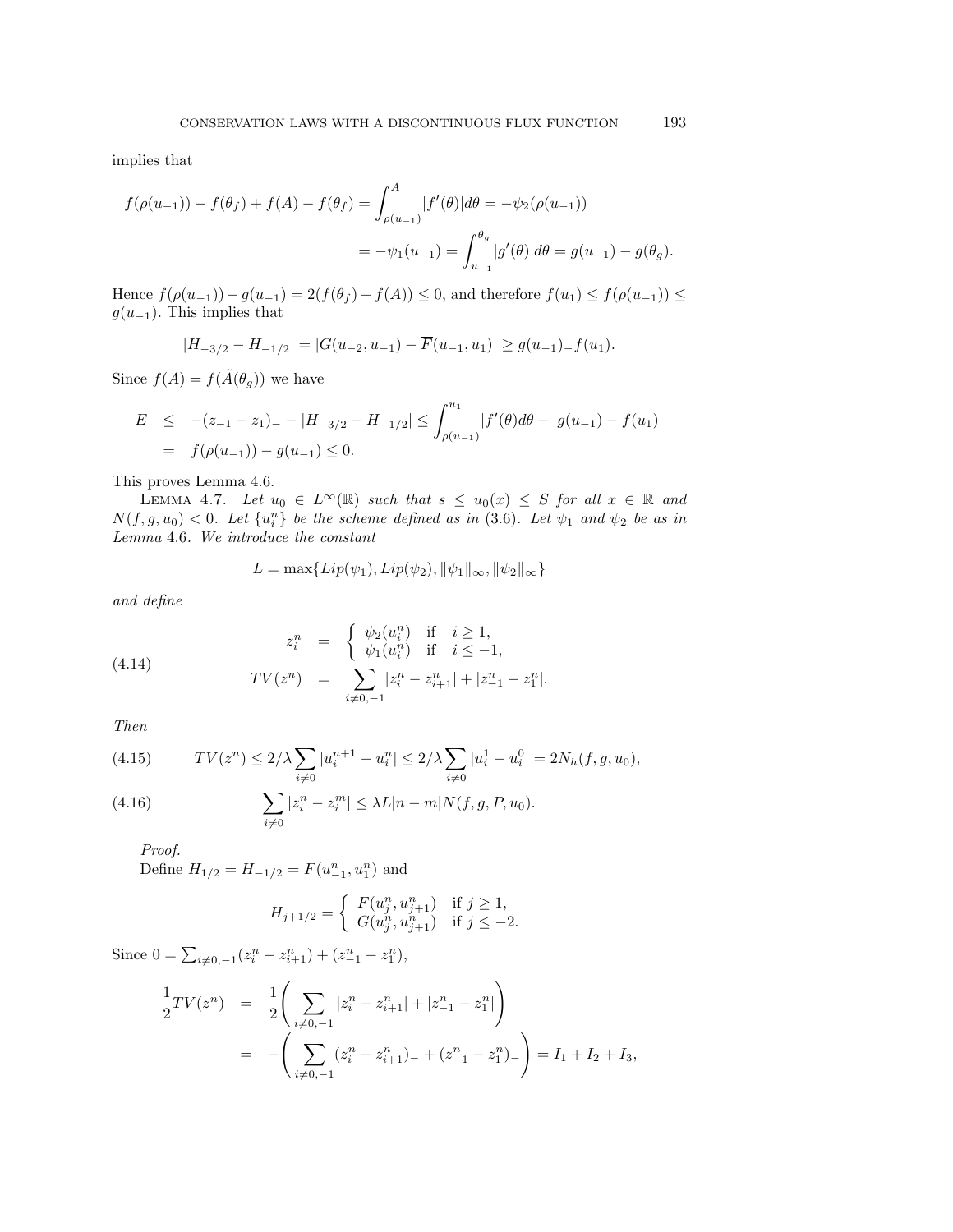implies that

$$f(\rho(u_{-1})) - f(\theta_f) + f(A) - f(\theta_f) = \int_{\rho(u_{-1})}^{A} |f'(\theta)| d\theta = -\psi_2(\rho(u_{-1}))$$

$$= -\psi_1(u_{-1}) = \int_{u_{-1}}^{\theta_g} |g'(\theta)| d\theta = g(u_{-1}) - g(\theta_g).$$

Hence $f(\rho(u_{-1})) - g(u_{-1}) = 2(f(\theta_f) - f(A)) \leq 0$, and therefore $f(u_1) \leq f(\rho(u_{-1})) \leq g(u_{-1})$. This implies that

$$|H_{-3/2} - H_{-1/2}| = |G(u_{-2}, u_{-1}) - \overline{F}(u_{-1}, u_1)| \geq g(u_{-1}) - f(u_1).$$

Since $f(A) = f(\tilde{A}(\theta_g))$ we have

$$\begin{aligned} E &\leq -(z_{-1} - z_1)_- - |H_{-3/2} - H_{-1/2}| \leq \int_{\rho(u_{-1})}^{u_1} |f'(\theta)| d\theta - |g(u_{-1}) - f(u_1)| \\ &= f(\rho(u_{-1})) - g(u_{-1}) \leq 0. \end{aligned}$$

This proves Lemma 4.6.

Lemma 4.7. *Let $u_0 \in L^\infty(\mathbb{R})$ such that $s \leq u_0(x) \leq S$ for all $x \in \mathbb{R}$ and $N(f, g, u_0) < 0$. Let $\{u_i^n\}$ be the scheme defined as in* (3.6). *Let $\psi_1$ and $\psi_2$ be as in Lemma* 4.6. *We introduce the constant*

$$L = \max\{Lip(\psi_1), Lip(\psi_2), \|\psi_1\|_\infty, \|\psi_2\|_\infty\}$$

*and define*

$$\begin{aligned} z_i^n &= \begin{cases} \psi_2(u_i^n) & \text{if } \quad i \geq 1, \\ \psi_1(u_i^n) & \text{if } \quad i \leq -1, \end{cases} \\ TV(z^n) &= \sum_{i \neq 0, -1} |z_i^n - z_{i+1}^n| + |z_{-1}^n - z_1^n|. \end{aligned} \tag{4.14}$$

*Then*

$$TV(z^n) \leq 2/\lambda \sum_{i \neq 0} |u_i^{n+1} - u_i^n| \leq 2/\lambda \sum_{i \neq 0} |u_i^1 - u_i^0| = 2N_h(f, g, u_0), \tag{4.15}$$

$$\sum_{i \neq 0} |z_i^n - z_i^m| \leq \lambda L |n - m| N(f, g, P, u_0). \tag{4.16}$$

*Proof.*

Define $H_{1/2} = H_{-1/2} = \overline{F}(u_{-1}^n, u_1^n)$ and

$$H_{j+1/2} = \begin{cases} F(u_j^n, u_{j+1}^n) & \text{if } j \geq 1, \\ G(u_j^n, u_{j+1}^n) & \text{if } j \leq -2. \end{cases}$$

Since $0 = \sum_{i \neq 0, -1} (z_i^n - z_{i+1}^n) + (z_{-1}^n - z_1^n)$,

$$\begin{aligned} \frac{1}{2} TV(z^n) &= \frac{1}{2} \left( \sum_{i \neq 0, -1} |z_i^n - z_{i+1}^n| + |z_{-1}^n - z_1^n| \right) \\ &= -\left( \sum_{i \neq 0, -1} (z_i^n - z_{i+1}^n)_- + (z_{-1}^n - z_1^n)_- \right) = I_1 + I_2 + I_3, \end{aligned}$$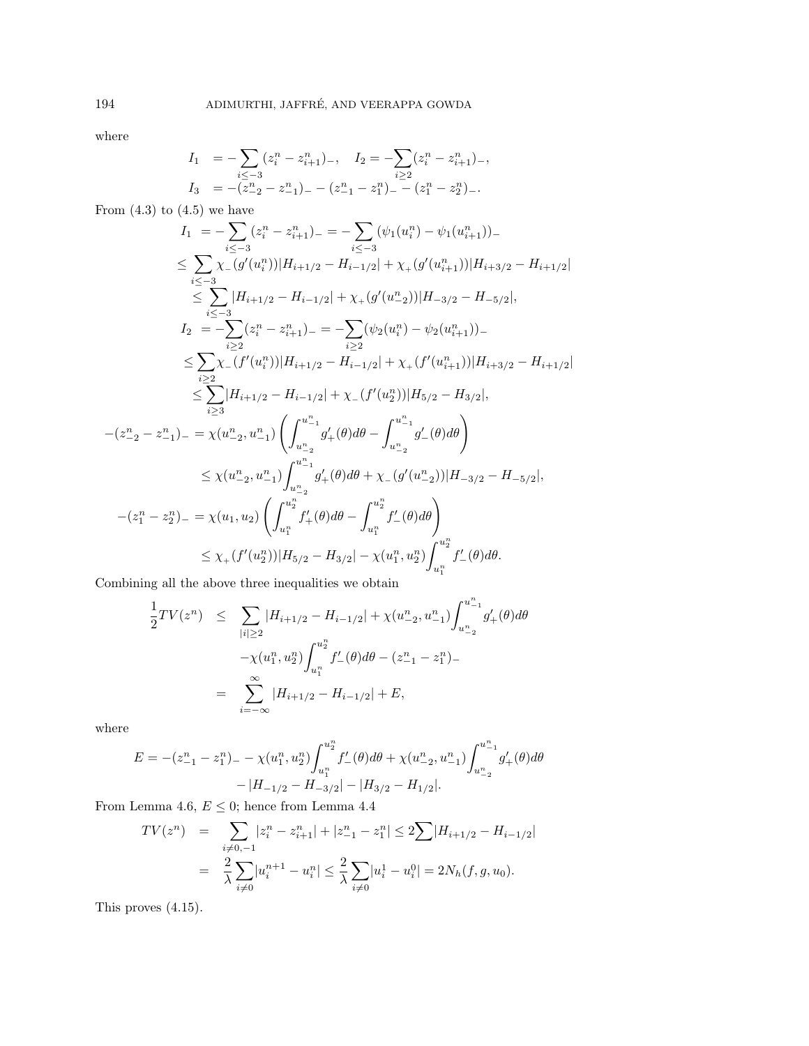where

$$
\begin{aligned}
I_1 &= -\sum_{i\leq -3}(z_i^n - z_{i+1}^n)_-, \quad I_2 = -\sum_{i\geq 2}(z_i^n - z_{i+1}^n)_-,\\
I_3 &= -(z_{-2}^n - z_{-1}^n)_- - (z_{-1}^n - z_1^n)_- - (z_1^n - z_2^n)_-.
\end{aligned}
$$

From (4.3) to (4.5) we have

$$
\begin{aligned}
I_1 &= -\sum_{i\leq -3}(z_i^n - z_{i+1}^n)_- = -\sum_{i\leq -3}(\psi_1(u_i^n) - \psi_1(u_{i+1}^n))_-\\
&\leq \sum_{i\leq -3}\chi_-(g'(u_i^n))|H_{i+1/2} - H_{i-1/2}| + \chi_+(g'(u_{i+1}^n))|H_{i+3/2} - H_{i+1/2}|\\
&\leq \sum_{i\leq -3}|H_{i+1/2} - H_{i-1/2}| + \chi_+(g'(u_{-2}^n))|H_{-3/2} - H_{-5/2}|,\\
I_2 &= -\sum_{i\geq 2}(z_i^n - z_{i+1}^n)_- = -\sum_{i\geq 2}(\psi_2(u_i^n) - \psi_2(u_{i+1}^n))_-\\
&\leq \sum_{i\geq 2}\chi_-(f'(u_i^n))|H_{i+1/2} - H_{i-1/2}| + \chi_+(f'(u_{i+1}^n))|H_{i+3/2} - H_{i+1/2}|\\
&\leq \sum_{i\geq 3}|H_{i+1/2} - H_{i-1/2}| + \chi_-(f'(u_2^n))|H_{5/2} - H_{3/2}|,\\
-(z_{-2}^n - z_{-1}^n)_- &= \chi(u_{-2}^n, u_{-1}^n)\left(\int_{u_{-2}^n}^{u_{-1}^n} g'_+(\theta)d\theta - \int_{u_{-2}^n}^{u_{-1}^n} g'_-(\theta)d\theta\right)\\
&\leq \chi(u_{-2}^n, u_{-1}^n)\int_{u_{-2}^n}^{u_{-1}^n} g'_+(\theta)d\theta + \chi_-(g'(u_{-2}^n))|H_{-3/2} - H_{-5/2}|,\\
-(z_1^n - z_2^n)_- &= \chi(u_1, u_2)\left(\int_{u_1^n}^{u_2^n} f'_+(\theta)d\theta - \int_{u_1^n}^{u_2^n} f'_-(\theta)d\theta\right)\\
&\leq \chi_+(f'(u_2^n))|H_{5/2} - H_{3/2}| - \chi(u_1^n, u_2^n)\int_{u_1^n}^{u_2^n} f'_-(\theta)d\theta.
\end{aligned}
$$

Combining all the above three inequalities we obtain

$$
\begin{aligned}
\frac{1}{2}TV(z^n) &\leq \sum_{|i|\geq 2}|H_{i+1/2} - H_{i-1/2}| + \chi(u_{-2}^n, u_{-1}^n)\int_{u_{-2}^n}^{u_{-1}^n} g'_+(\theta)d\theta\\
&\quad -\chi(u_1^n, u_2^n)\int_{u_1^n}^{u_2^n} f'_-(\theta)d\theta - (z_{-1}^n - z_1^n)_-\\
&= \sum_{i=-\infty}^{\infty}|H_{i+1/2} - H_{i-1/2}| + E,
\end{aligned}
$$

where

$$
\begin{aligned}
E = -(z_{-1}^n - z_1^n)_- - \chi(u_1^n, u_2^n)\int_{u_1^n}^{u_2^n} f'_-(\theta)d\theta + \chi(u_{-2}^n, u_{-1}^n)\int_{u_{-2}^n}^{u_{-1}^n} g'_+(\theta)d\theta\\
- |H_{-1/2} - H_{-3/2}| - |H_{3/2} - H_{1/2}|.
\end{aligned}
$$

From Lemma 4.6, $E \leq 0$; hence from Lemma 4.4

$$
\begin{aligned}
TV(z^n) &= \sum_{i\neq 0,-1}|z_i^n - z_{i+1}^n| + |z_{-1}^n - z_1^n| \leq 2\sum|H_{i+1/2} - H_{i-1/2}|\\
&= \frac{2}{\lambda}\sum_{i\neq 0}|u_i^{n+1} - u_i^n| \leq \frac{2}{\lambda}\sum_{i\neq 0}|u_i^1 - u_i^0| = 2N_h(f, g, u_0).
\end{aligned}
$$

This proves (4.15).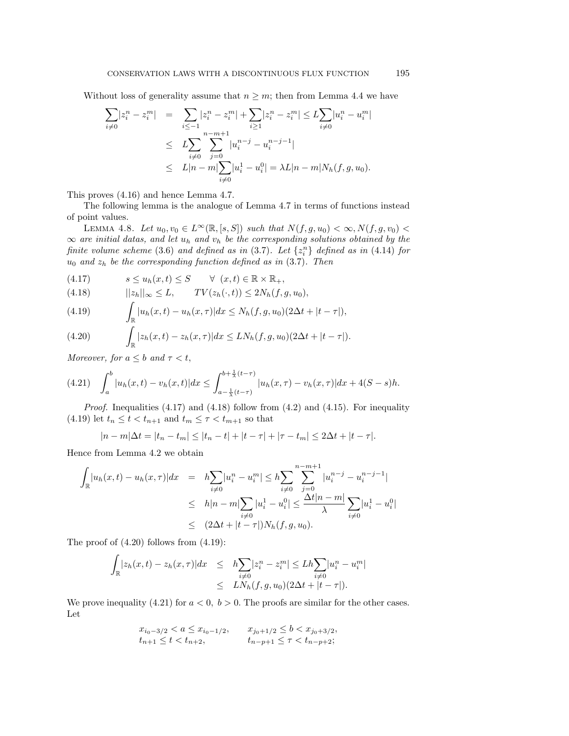Without loss of generality assume that $n \geq m$; then from Lemma 4.4 we have

$$
\begin{aligned}
\sum_{i \neq 0} |z_i^n - z_i^m| &= \sum_{i \leq -1} |z_i^n - z_i^m| + \sum_{i \geq 1} |z_i^n - z_i^m| \leq L \sum_{i \neq 0} |u_i^n - u_i^m| \\
&\leq L \sum_{i \neq 0} \sum_{j=0}^{n-m+1} |u_i^{n-j} - u_i^{n-j-1}| \\
&\leq L|n-m| \sum_{i \neq 0} |u_i^1 - u_i^0| = \lambda L |n-m| N_h(f,g,u_0).
\end{aligned}
$$

This proves (4.16) and hence Lemma 4.7.

The following lemma is the analogue of Lemma 4.7 in terms of functions instead of point values.

Lemma 4.8. *Let $u_0, v_0 \in L^\infty(\mathbb{R}, [s,S])$ such that $N(f,g,u_0) < \infty, N(f,g,v_0) < \infty$ are initial datas, and let $u_h$ and $v_h$ be the corresponding solutions obtained by the finite volume scheme* (3.6) *and defined as in* (3.7). *Let $\{z_i^n\}$ defined as in* (4.14) *for $u_0$ and $z_h$ be the corresponding function defined as in* (3.7). *Then*

$$
s \leq u_h(x,t) \leq S \qquad \forall \ (x,t) \in \mathbb{R} \times \mathbb{R}_+, \tag{4.17}
$$

$$
||z_h||_\infty \leq L, \qquad TV(z_h(\cdot,t)) \leq 2N_h(f,g,u_0), \tag{4.18}
$$

$$
\int_{\mathbb{R}} |u_h(x,t) - u_h(x,\tau)| dx \leq N_h(f,g,u_0)(2\Delta t + |t-\tau|), \tag{4.19}
$$

$$
\int_{\mathbb{R}} |z_h(x,t) - z_h(x,\tau)| dx \leq L N_h(f,g,u_0)(2\Delta t + |t-\tau|). \tag{4.20}
$$

*Moreover, for $a \leq b$ and $\tau < t$,*

$$
\int_a^b |u_h(x,t) - v_h(x,t)| dx \leq \int_{a-\frac{1}{\lambda}(t-\tau)}^{b+\frac{1}{\lambda}(t-\tau)} |u_h(x,\tau) - v_h(x,\tau)| dx + 4(S-s)h. \tag{4.21}
$$

*Proof.* Inequalities (4.17) and (4.18) follow from (4.2) and (4.15). For inequality (4.19) let $t_n \leq t < t_{n+1}$ and $t_m \leq \tau < t_{m+1}$ so that

$$
|n-m|\Delta t = |t_n - t_m| \leq |t_n - t| + |t - \tau| + |\tau - t_m| \leq 2\Delta t + |t-\tau|.
$$

Hence from Lemma 4.2 we obtain

$$
\begin{aligned}
\int_{\mathbb{R}} |u_h(x,t) - u_h(x,\tau)| dx &= h \sum_{i \neq 0} |u_i^n - u_i^m| \leq h \sum_{i \neq 0} \sum_{j=0}^{n-m+1} |u_i^{n-j} - u_i^{n-j-1}| \\
&\leq h|n-m| \sum_{i \neq 0} |u_i^1 - u_i^0| \leq \frac{\Delta t |n-m|}{\lambda} \sum_{i \neq 0} |u_i^1 - u_i^0| \\
&\leq (2\Delta t + |t-\tau|) N_h(f,g,u_0).
\end{aligned}
$$

The proof of (4.20) follows from (4.19):

$$
\begin{aligned}
\int_{\mathbb{R}} |z_h(x,t) - z_h(x,\tau)| dx &\leq h \sum_{i \neq 0} |z_i^n - z_i^m| \leq Lh \sum_{i \neq 0} |u_i^n - u_i^m| \\
&\leq L N_h(f,g,u_0)(2\Delta t + |t-\tau|).
\end{aligned}
$$

We prove inequality (4.21) for $a < 0, \ b > 0$. The proofs are similar for the other cases. Let

$$
\begin{aligned}
x_{i_0-3/2} < a \leq x_{i_0-1/2}, \qquad & x_{j_0+1/2} \leq b < x_{j_0+3/2}, \\
t_{n+1} \leq t < t_{n+2}, \qquad & t_{n-p+1} \leq \tau < t_{n-p+2};
\end{aligned}
$$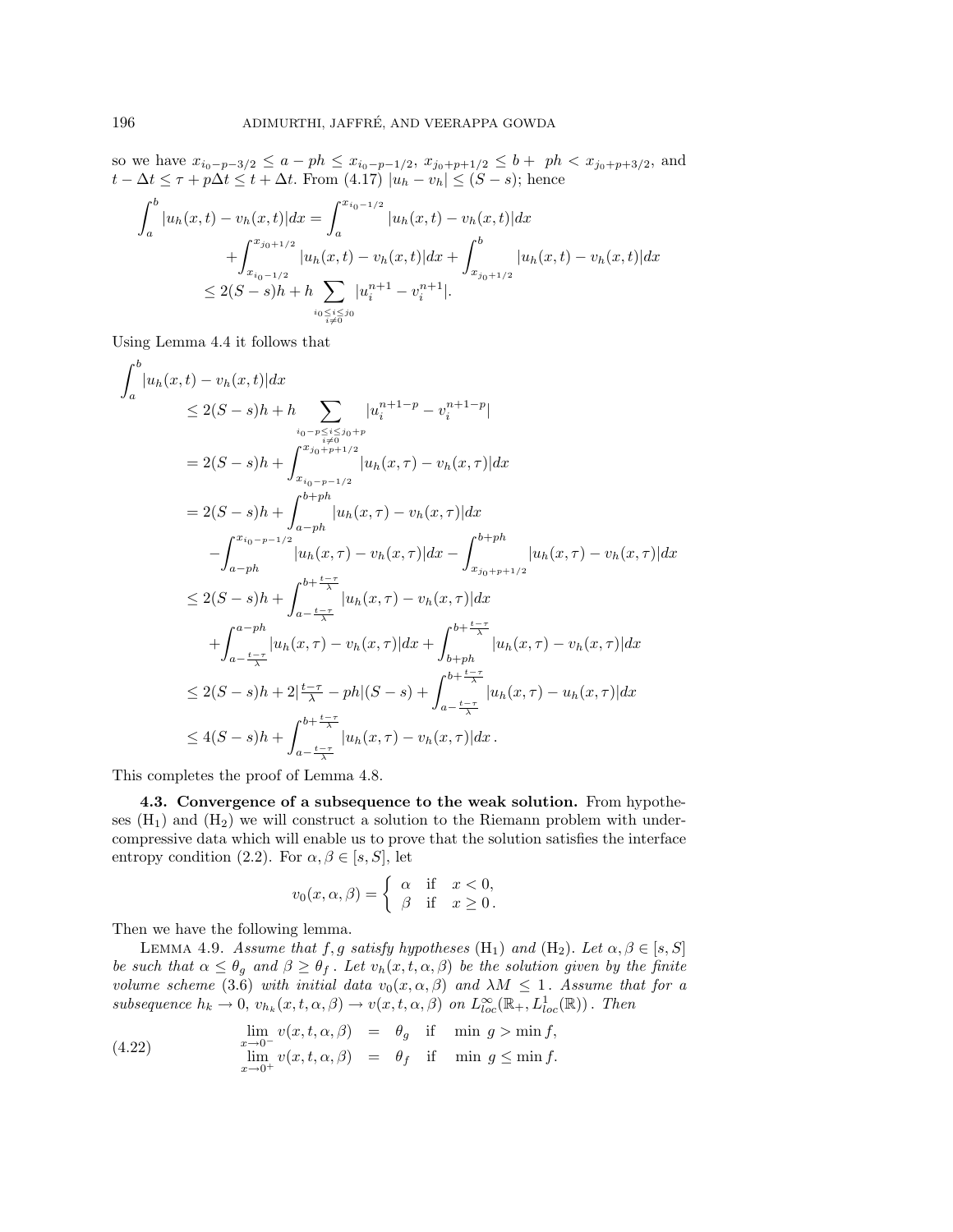so we have $x_{i_0-p-3/2} \leq a - ph \leq x_{i_0-p-1/2}$, $x_{j_0+p+1/2} \leq b + \; ph < x_{j_0+p+3/2}$, and $t - \Delta t \leq \tau + p\Delta t \leq t + \Delta t$. From (4.17) $|u_h - v_h| \leq (S - s)$; hence

$$
\begin{aligned}
\int_a^b |u_h(x,t) - v_h(x,t)|dx &= \int_a^{x_{i_0-1/2}} |u_h(x,t) - v_h(x,t)|dx \\
&\quad + \int_{x_{i_0-1/2}}^{x_{j_0+1/2}} |u_h(x,t) - v_h(x,t)|dx + \int_{x_{j_0+1/2}}^{b} |u_h(x,t) - v_h(x,t)|dx \\
&\leq 2(S-s)h + h \sum_{\substack{i_0 \leq i \leq j_0 \\ i \neq 0}} |u_i^{n+1} - v_i^{n+1}|.
\end{aligned}
$$

Using Lemma 4.4 it follows that

$$
\begin{aligned}
\int_a^b &|u_h(x,t) - v_h(x,t)|dx \\
&\leq 2(S-s)h + h \sum_{\substack{i_0 - p \leq i \leq j_0 + p \\ i \neq 0}} |u_i^{n+1-p} - v_i^{n+1-p}| \\
&= 2(S-s)h + \int_{x_{i_0-p-1/2}}^{x_{j_0+p+1/2}} |u_h(x,\tau) - v_h(x,\tau)|dx \\
&= 2(S-s)h + \int_{a-ph}^{b+ph} |u_h(x,\tau) - v_h(x,\tau)|dx \\
&\quad - \int_{a-ph}^{x_{i_0-p-1/2}} |u_h(x,\tau) - v_h(x,\tau)|dx - \int_{x_{j_0+p+1/2}}^{b+ph} |u_h(x,\tau) - v_h(x,\tau)|dx \\
&\leq 2(S-s)h + \int_{a-\frac{t-\tau}{\lambda}}^{b+\frac{t-\tau}{\lambda}} |u_h(x,\tau) - v_h(x,\tau)|dx \\
&\quad + \int_{a-\frac{t-\tau}{\lambda}}^{a-ph} |u_h(x,\tau) - v_h(x,\tau)|dx + \int_{b+ph}^{b+\frac{t-\tau}{\lambda}} |u_h(x,\tau) - v_h(x,\tau)|dx \\
&\leq 2(S-s)h + 2|\tfrac{t-\tau}{\lambda} - ph|(S-s) + \int_{a-\frac{t-\tau}{\lambda}}^{b+\frac{t-\tau}{\lambda}} |u_h(x,\tau) - u_h(x,\tau)|dx \\
&\leq 4(S-s)h + \int_{a-\frac{t-\tau}{\lambda}}^{b+\frac{t-\tau}{\lambda}} |u_h(x,\tau) - v_h(x,\tau)|dx\,.
\end{aligned}
$$

This completes the proof of Lemma 4.8.

**4.3. Convergence of a subsequence to the weak solution.** From hypotheses ($\mathrm{H}_1$) and ($\mathrm{H}_2$) we will construct a solution to the Riemann problem with undercompressive data which will enable us to prove that the solution satisfies the interface entropy condition (2.2). For $\alpha, \beta \in [s, S]$, let

$$
v_0(x, \alpha, \beta) = \begin{cases} \alpha & \text{if} \quad x < 0, \\ \beta & \text{if} \quad x \geq 0\,. \end{cases}
$$

Then we have the following lemma.

Lemma 4.9. *Assume that $f, g$ satisfy hypotheses* ($\mathrm{H}_1$) *and* ($\mathrm{H}_2$)*. Let $\alpha, \beta \in [s, S]$ be such that $\alpha \leq \theta_g$ and $\beta \geq \theta_f$. Let $v_h(x,t,\alpha,\beta)$ be the solution given by the finite volume scheme* (3.6) *with initial data $v_0(x,\alpha,\beta)$ and $\lambda M \leq 1$. Assume that for a subsequence $h_k \to 0$, $v_{h_k}(x,t,\alpha,\beta) \to v(x,t,\alpha,\beta)$ on $L^\infty_{loc}(\mathbb{R}_+, L^1_{loc}(\mathbb{R}))$. Then*

$$
\begin{aligned}
\lim_{x \to 0^-} v(x,t,\alpha,\beta) &= \theta_g \quad \text{if} \quad \min g > \min f, \\
\lim_{x \to 0^+} v(x,t,\alpha,\beta) &= \theta_f \quad \text{if} \quad \min g \leq \min f.
\end{aligned} \tag{4.22}
$$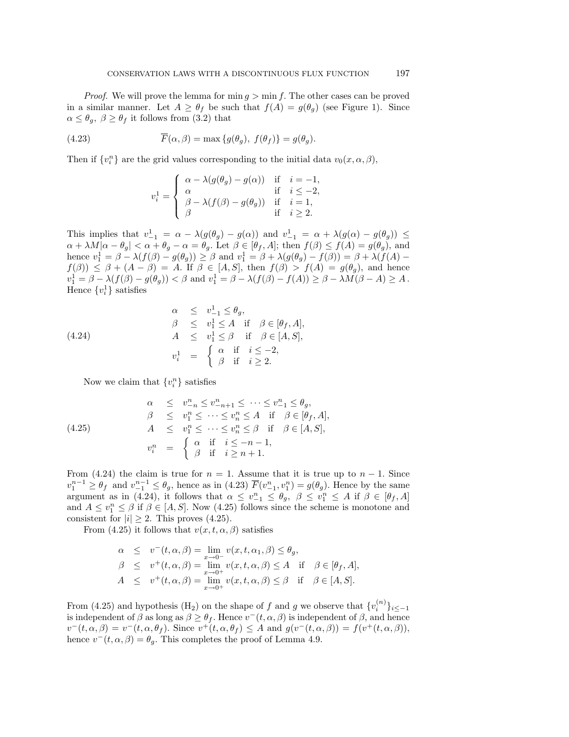*Proof.* We will prove the lemma for $\min g > \min f$. The other cases can be proved in a similar manner. Let $A \geq \theta_f$ be such that $f(A) = g(\theta_g)$ (see Figure 1). Since $\alpha \leq \theta_g$, $\beta \geq \theta_f$ it follows from (3.2) that

$$\overline{F}(\alpha, \beta) = \max\{g(\theta_g),\ f(\theta_f)\} = g(\theta_g). \tag{4.23}$$

Then if $\{v_i^n\}$ are the grid values corresponding to the initial data $v_0(x, \alpha, \beta)$,

$$v_i^1 = \begin{cases} \alpha - \lambda(g(\theta_g) - g(\alpha)) & \text{if} \quad i = -1, \\ \alpha & \text{if} \quad i \leq -2, \\ \beta - \lambda(f(\beta) - g(\theta_g)) & \text{if} \quad i = 1, \\ \beta & \text{if} \quad i \geq 2. \end{cases}$$

This implies that $v_{-1}^1 = \alpha - \lambda(g(\theta_g) - g(\alpha))$ and $v_{-1}^1 = \alpha + \lambda(g(\alpha) - g(\theta_g)) \leq \alpha + \lambda M|\alpha - \theta_g| < \alpha + \theta_g - \alpha = \theta_g$. Let $\beta \in [\theta_f, A]$; then $f(\beta) \leq f(A) = g(\theta_g)$, and hence $v_1^1 = \beta - \lambda(f(\beta) - g(\theta_g)) \geq \beta$ and $v_1^1 = \beta + \lambda(g(\theta_g) - f(\beta)) = \beta + \lambda(f(A) - f(\beta)) \leq \beta + (A - \beta) = A$. If $\beta \in [A, S]$, then $f(\beta) > f(A) = g(\theta_g)$, and hence $v_1^1 = \beta - \lambda(f(\beta) - g(\theta_g)) < \beta$ and $v_1^1 = \beta - \lambda(f(\beta) - f(A)) \geq \beta - \lambda M(\beta - A) \geq A$. Hence $\{v_i^1\}$ satisfies

$$\begin{aligned} \alpha &\leq v_{-1}^1 \leq \theta_g, \\ \beta &\leq v_1^1 \leq A \quad \text{if} \quad \beta \in [\theta_f, A], \\ A &\leq v_1^1 \leq \beta \quad \text{if} \quad \beta \in [A, S], \\ v_i^1 &= \begin{cases} \alpha & \text{if} \quad i \leq -2, \\ \beta & \text{if} \quad i \geq 2. \end{cases} \end{aligned} \tag{4.24}$$

Now we claim that $\{v_i^n\}$ satisfies

$$\begin{aligned} \alpha &\leq v_{-n}^n \leq v_{-n+1}^n \leq \cdots \leq v_{-1}^n \leq \theta_g, \\ \beta &\leq v_1^n \leq \cdots \leq v_n^n \leq A \quad \text{if} \quad \beta \in [\theta_f, A], \\ A &\leq v_1^n \leq \cdots \leq v_n^n \leq \beta \quad \text{if} \quad \beta \in [A, S], \\ v_i^n &= \begin{cases} \alpha & \text{if} \quad i \leq -n-1, \\ \beta & \text{if} \quad i \geq n+1. \end{cases} \end{aligned} \tag{4.25}$$

From (4.24) the claim is true for $n = 1$. Assume that it is true up to $n - 1$. Since $v_1^{n-1} \geq \theta_f$ and $v_{-1}^{n-1} \leq \theta_g$, hence as in (4.23) $\overline{F}(v_{-1}^n, v_1^n) = g(\theta_g)$. Hence by the same argument as in (4.24), it follows that $\alpha \leq v_{-1}^n \leq \theta_g$, $\beta \leq v_1^n \leq A$ if $\beta \in [\theta_f, A]$ and $A \leq v_1^n \leq \beta$ if $\beta \in [A, S]$. Now (4.25) follows since the scheme is monotone and consistent for $|i| \geq 2$. This proves (4.25).

From (4.25) it follows that $v(x, t, \alpha, \beta)$ satisfies

$$\begin{aligned} \alpha &\leq v^-(t, \alpha, \beta) = \lim_{x \to 0^-} v(x, t, \alpha_1, \beta) \leq \theta_g, \\ \beta &\leq v^+(t, \alpha, \beta) = \lim_{x \to 0^+} v(x, t, \alpha, \beta) \leq A \quad \text{if} \quad \beta \in [\theta_f, A], \\ A &\leq v^+(t, \alpha, \beta) = \lim_{x \to 0^+} v(x, t, \alpha, \beta) \leq \beta \quad \text{if} \quad \beta \in [A, S]. \end{aligned}$$

From (4.25) and hypothesis ($\text{H}_2$) on the shape of $f$ and $g$ we observe that $\{v_i^{(n)}\}_{i \leq -1}$ is independent of $\beta$ as long as $\beta \geq \theta_f$. Hence $v^-(t, \alpha, \beta)$ is independent of $\beta$, and hence $v^-(t, \alpha, \beta) = v^-(t, \alpha, \theta_f)$. Since $v^+(t, \alpha, \theta_f) \leq A$ and $g(v^-(t, \alpha, \beta)) = f(v^+(t, \alpha, \beta))$, hence $v^-(t, \alpha, \beta) = \theta_g$. This completes the proof of Lemma 4.9.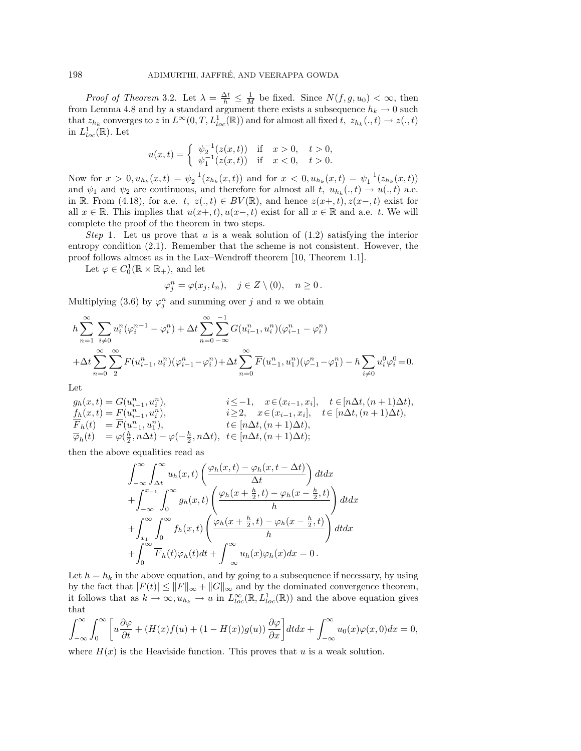*Proof of Theorem* 3.2. Let $\lambda = \frac{\Delta t}{h} \leq \frac{1}{M}$ be fixed. Since $N(f, g, u_0) < \infty$, then from Lemma 4.8 and by a standard argument there exists a subsequence $h_k \to 0$ such that $z_{h_k}$ converges to $z$ in $L^\infty(0, T, L^1_{loc}(\mathbb{R}))$ and for almost all fixed $t$, $z_{h_k}(., t) \to z(., t)$ in $L^1_{loc}(\mathbb{R})$. Let

$$
u(x,t) = \begin{cases} \psi_2^{-1}(z(x,t)) & \text{if} \quad x > 0, \quad t > 0, \\ \psi_1^{-1}(z(x,t)) & \text{if} \quad x < 0, \quad t > 0. \end{cases}
$$

Now for $x > 0, u_{h_k}(x,t) = \psi_2^{-1}(z_{h_k}(x,t))$ and for $x < 0, u_{h_k}(x,t) = \psi_1^{-1}(z_{h_k}(x,t))$ and $\psi_1$ and $\psi_2$ are continuous, and therefore for almost all $t$, $u_{h_k}(., t) \to u(., t)$ a.e. in $\mathbb{R}$. From (4.18), for a.e. $t$, $z(., t) \in BV(\mathbb{R})$, and hence $z(x+, t), z(x-, t)$ exist for all $x \in \mathbb{R}$. This implies that $u(x+, t), u(x-, t)$ exist for all $x \in \mathbb{R}$ and a.e. $t$. We will complete the proof of the theorem in two steps.

*Step* 1. Let us prove that $u$ is a weak solution of (1.2) satisfying the interior entropy condition (2.1). Remember that the scheme is not consistent. However, the proof follows almost as in the Lax–Wendroff theorem [10, Theorem 1.1].

Let $\varphi \in C^1_0(\mathbb{R} \times \mathbb{R}_+)$, and let

$$
\varphi^n_j = \varphi(x_j, t_n), \quad j \in Z \setminus (0), \quad n \geq 0\,.
$$

Multiplying (3.6) by $\varphi^n_j$ and summing over $j$ and $n$ we obtain

$$
\begin{aligned}
&h \sum_{n=1}^{\infty} \sum_{i \neq 0} u^n_i (\varphi^{n-1}_i - \varphi^n_i) + \Delta t \sum_{n=0}^{\infty} \sum_{-\infty}^{-1} G(u^n_{i-1}, u^n_i)(\varphi^n_{i-1} - \varphi^n_i) \\
&+ \Delta t \sum_{n=0}^{\infty} \sum_{2}^{\infty} F(u^n_{i-1}, u^n_i)(\varphi^n_{i-1} - \varphi^n_i) + \Delta t \sum_{n=0}^{\infty} \overline{F}(u^n_{-1}, u^n_1)(\varphi^n_{-1} - \varphi^n_1) - h \sum_{i \neq 0} u^0_i \varphi^0_i = 0.
\end{aligned}
$$

Let

$$
\begin{array}{lll}
g_h(x,t) = G(u^n_{i-1}, u^n_i), & i \leq -1, \quad x \in (x_{i-1}, x_i], & t \in [n\Delta t, (n+1)\Delta t), \\
f_h(x,t) = F(u^n_{i-1}, u^n_i), & i \geq 2, \quad x \in (x_{i-1}, x_i], & t \in [n\Delta t, (n+1)\Delta t), \\
\overline{F}_h(t) \ = \overline{F}(u^n_{-1}, u^n_1), & t \in [n\Delta t, (n+1)\Delta t), & \\
\overline{\varphi}_h(t) \ = \varphi(\frac{h}{2}, n\Delta t) - \varphi(-\frac{h}{2}, n\Delta t), & t \in [n\Delta t, (n+1)\Delta t); &
\end{array}
$$

then the above equalities read as

$$
\begin{aligned}
&\int_{-\infty}^{\infty} \int_{\Delta t}^{\infty} u_h(x,t) \left( \frac{\varphi_h(x,t) - \varphi_h(x, t - \Delta t)}{\Delta t} \right) dt dx \\
&+ \int_{-\infty}^{x_{-1}} \int_0^{\infty} g_h(x,t) \left( \frac{\varphi_h(x + \frac{h}{2}, t) - \varphi_h(x - \frac{h}{2}, t)}{h} \right) dt dx \\
&+ \int_{x_1}^{\infty} \int_0^{\infty} f_h(x,t) \left( \frac{\varphi_h(x + \frac{h}{2}, t) - \varphi_h(x - \frac{h}{2}, t)}{h} \right) dt dx \\
&+ \int_0^{\infty} \overline{F}_h(t) \overline{\varphi}_h(t) dt + \int_{-\infty}^{\infty} u_h(x) \varphi_h(x) dx = 0\,.
\end{aligned}
$$

Let $h = h_k$ in the above equation, and by going to a subsequence if necessary, by using by the fact that $|\overline{F}(t)| \leq \|F\|_\infty + \|G\|_\infty$ and by the dominated convergence theorem, it follows that as $k \to \infty, u_{h_k} \to u$ in $L^\infty_{loc}(\mathbb{R}, L^1_{loc}(\mathbb{R}))$ and the above equation gives that

$$
\int_{-\infty}^{\infty} \int_0^{\infty} \left[ u \frac{\partial \varphi}{\partial t} + (H(x) f(u) + (1 - H(x)) g(u)) \frac{\partial \varphi}{\partial x} \right] dt dx + \int_{-\infty}^{\infty} u_0(x) \varphi(x, 0) dx = 0,
$$

where $H(x)$ is the Heaviside function. This proves that $u$ is a weak solution.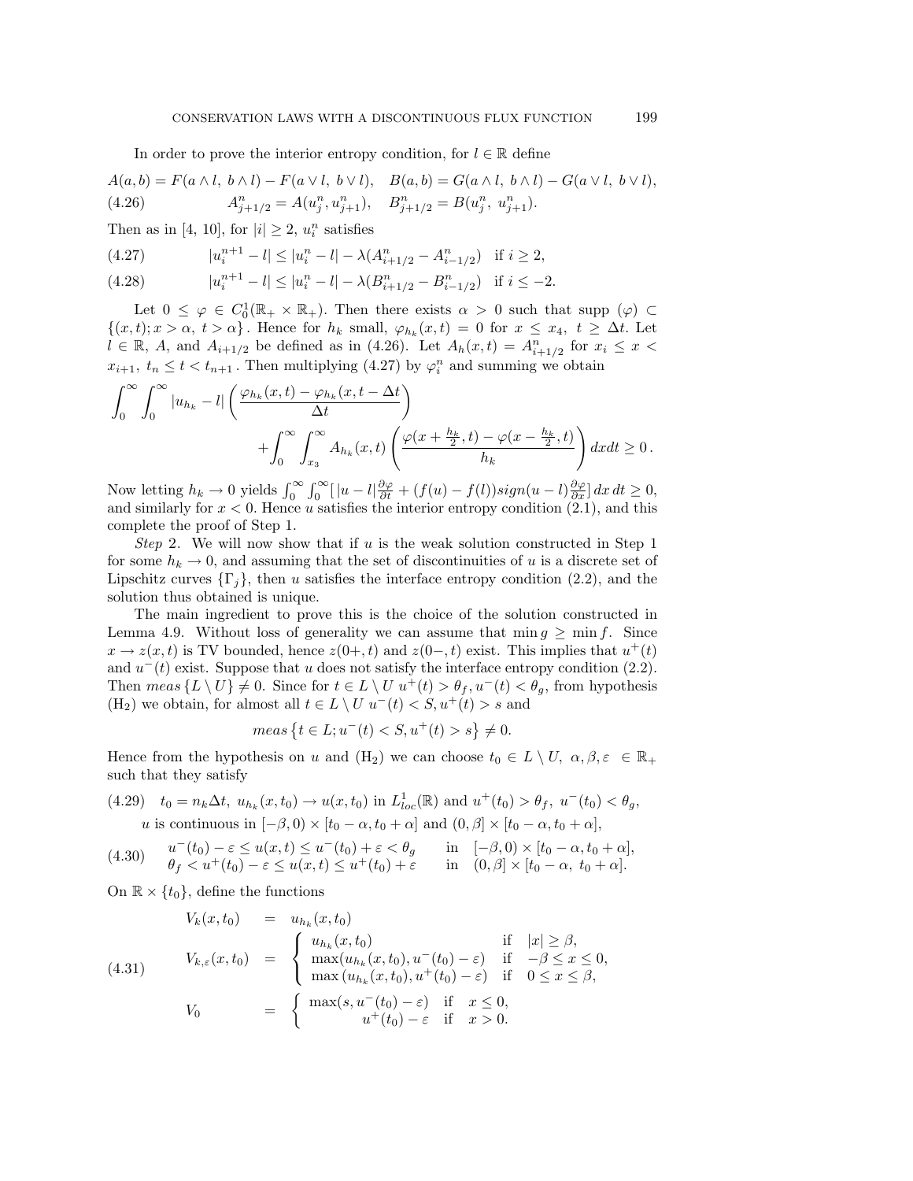In order to prove the interior entropy condition, for $l \in \mathbb{R}$ define

$$
\begin{aligned}
&A(a,b) = F(a \wedge l,\ b \wedge l) - F(a \vee l,\ b \vee l), \quad B(a,b) = G(a \wedge l,\ b \wedge l) - G(a \vee l,\ b \vee l), \\
&A^n_{j+1/2} = A(u^n_j, u^n_{j+1}), \quad B^n_{j+1/2} = B(u^n_j,\ u^n_{j+1}). \qquad (4.26)
\end{aligned}
$$

Then as in [4, 10], for $|i| \geq 2$, $u^n_i$ satisfies

$$
|u^{n+1}_i - l| \leq |u^n_i - l| - \lambda(A^n_{i+1/2} - A^n_{i-1/2}) \quad \text{if } i \geq 2, \qquad (4.27)
$$

$$
|u^{n+1}_i - l| \leq |u^n_i - l| - \lambda(B^n_{i+1/2} - B^n_{i-1/2}) \quad \text{if } i \leq -2. \qquad (4.28)
$$

Let $0 \leq \varphi \in C^1_0(\mathbb{R}_+ \times \mathbb{R}_+)$. Then there exists $\alpha > 0$ such that supp $(\varphi) \subset \{(x,t); x > \alpha,\ t > \alpha\}$. Hence for $h_k$ small, $\varphi_{h_k}(x,t) = 0$ for $x \leq x_4,\ t \geq \Delta t$. Let $l \in \mathbb{R}$, $A$, and $A_{i+1/2}$ be defined as in (4.26). Let $A_h(x,t) = A^n_{i+1/2}$ for $x_i \leq x < x_{i+1},\ t_n \leq t < t_{n+1}$. Then multiplying (4.27) by $\varphi^n_i$ and summing we obtain

$$
\int_0^\infty \int_0^\infty |u_{h_k} - l| \left( \frac{\varphi_{h_k}(x,t) - \varphi_{h_k}(x, t - \Delta t)}{\Delta t} \right) + \int_0^\infty \int_{x_3}^\infty A_{h_k}(x,t) \left( \frac{\varphi(x + \frac{h_k}{2}, t) - \varphi(x - \frac{h_k}{2}, t)}{h_k} \right) dx dt \geq 0\,.
$$

Now letting $h_k \to 0$ yields $\int_0^\infty \int_0^\infty [\,|u - l| \frac{\partial \varphi}{\partial t} + (f(u) - f(l)) sign(u - l) \frac{\partial \varphi}{\partial x}]\, dx\, dt \geq 0$, and similarly for $x < 0$. Hence $u$ satisfies the interior entropy condition (2.1), and this complete the proof of Step 1.

*Step* 2. We will now show that if $u$ is the weak solution constructed in Step 1 for some $h_k \to 0$, and assuming that the set of discontinuities of $u$ is a discrete set of Lipschitz curves $\{\Gamma_j\}$, then $u$ satisfies the interface entropy condition (2.2), and the solution thus obtained is unique.

The main ingredient to prove this is the choice of the solution constructed in Lemma 4.9. Without loss of generality we can assume that $\min g \geq \min f$. Since $x \to z(x,t)$ is TV bounded, hence $z(0+, t)$ and $z(0-, t)$ exist. This implies that $u^+(t)$ and $u^-(t)$ exist. Suppose that $u$ does not satisfy the interface entropy condition (2.2). Then $meas\,\{L \setminus U\} \neq 0$. Since for $t \in L \setminus U$ $u^+(t) > \theta_f$, $u^-(t) < \theta_g$, from hypothesis (H$_2$) we obtain, for almost all $t \in L \setminus U$ $u^-(t) < S, u^+(t) > s$ and

$$
meas\,\{t \in L; u^-(t) < S, u^+(t) > s\} \neq 0.
$$

Hence from the hypothesis on $u$ and (H$_2$) we can choose $t_0 \in L \setminus U,\ \alpha, \beta, \varepsilon\ \in \mathbb{R}_+$ such that they satisfy

$$
t_0 = n_k \Delta t,\ u_{h_k}(x, t_0) \to u(x, t_0) \text{ in } L^1_{loc}(\mathbb{R}) \text{ and } u^+(t_0) > \theta_f,\ u^-(t_0) < \theta_g, \qquad (4.29)
$$

$u$ is continuous in $[-\beta, 0) \times [t_0 - \alpha, t_0 + \alpha]$ and $(0, \beta] \times [t_0 - \alpha, t_0 + \alpha]$,

$$
\begin{array}{lll}
u^-(t_0) - \varepsilon \leq u(x,t) \leq u^-(t_0) + \varepsilon < \theta_g & \text{in} & [-\beta, 0) \times [t_0 - \alpha, t_0 + \alpha], \\
\theta_f < u^+(t_0) - \varepsilon \leq u(x,t) \leq u^+(t_0) + \varepsilon & \text{in} & (0, \beta] \times [t_0 - \alpha,\ t_0 + \alpha].
\end{array} \qquad (4.30)
$$

On $\mathbb{R} \times \{t_0\}$, define the functions

$$
\begin{aligned}
V_k(x, t_0) &= u_{h_k}(x, t_0) \\
V_{k,\varepsilon}(x, t_0) &= \begin{cases} u_{h_k}(x, t_0) & \text{if } |x| \geq \beta, \\ \max(u_{h_k}(x, t_0), u^-(t_0) - \varepsilon) & \text{if } -\beta \leq x \leq 0, \\ \max(u_{h_k}(x, t_0), u^+(t_0) - \varepsilon) & \text{if } 0 \leq x \leq \beta, \end{cases} \\
V_0 &= \begin{cases} \max(s, u^-(t_0) - \varepsilon) & \text{if } x \leq 0, \\ u^+(t_0) - \varepsilon & \text{if } x > 0. \end{cases}
\end{aligned} \qquad (4.31)
$$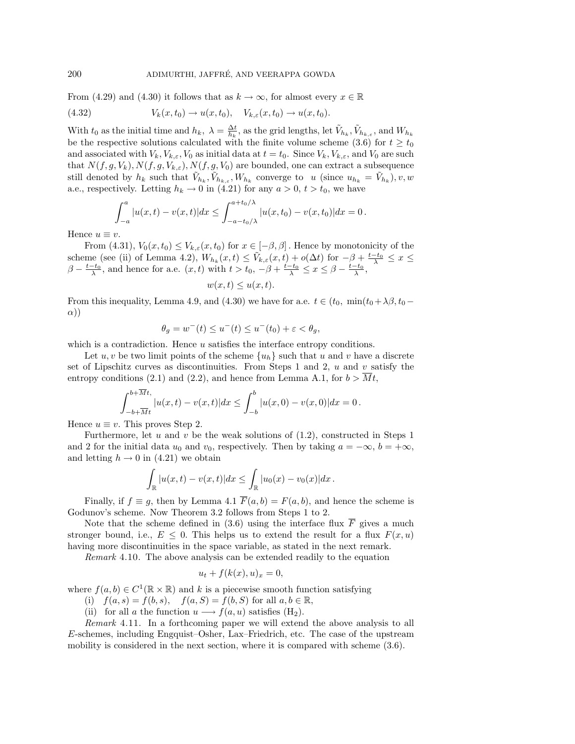From (4.29) and (4.30) it follows that as $k \to \infty$, for almost every $x \in \mathbb{R}$

$$V_k(x, t_0) \to u(x, t_0), \quad V_{k,\varepsilon}(x, t_0) \to u(x, t_0). \tag{4.32}$$

With $t_0$ as the initial time and $h_k$, $\lambda = \frac{\Delta t}{h_k}$, as the grid lengths, let $\tilde{V}_{h_k}, \tilde{V}_{h_{k,\varepsilon}}$, and $W_{h_k}$ be the respective solutions calculated with the finite volume scheme (3.6) for $t \geq t_0$ and associated with $V_k, V_{k,\varepsilon}, V_0$ as initial data at $t = t_0$. Since $V_k, V_{k,\varepsilon}$, and $V_0$ are such that $N(f, g, V_k), N(f, g, V_{k,\varepsilon}), N(f, g, V_0)$ are bounded, one can extract a subsequence still denoted by $h_k$ such that $\tilde{V}_{h_k}, \tilde{V}_{h_{k,\varepsilon}}, W_{h_k}$ converge to $u$ (since $u_{h_k} = \tilde{V}_{h_k}$), $v, w$ a.e., respectively. Letting $h_k \to 0$ in (4.21) for any $a > 0$, $t > t_0$, we have

$$\int_{-a}^{a} |u(x,t) - v(x,t)| dx \leq \int_{-a-t_0/\lambda}^{a+t_0/\lambda} |u(x,t_0) - v(x,t_0)| dx = 0\,.$$

Hence $u \equiv v$.

From (4.31), $V_0(x, t_0) \leq V_{k,\varepsilon}(x, t_0)$ for $x \in [-\beta, \beta]$. Hence by monotonicity of the scheme (see (ii) of Lemma 4.2), $W_{h_k}(x,t) \leq \tilde{V}_{k,\varepsilon}(x,t) + o(\Delta t)$ for $-\beta + \frac{t-t_0}{\lambda} \leq x \leq \beta - \frac{t-t_0}{\lambda}$, and hence for a.e. $(x,t)$ with $t > t_0$, $-\beta + \frac{t-t_0}{\lambda} \leq x \leq \beta - \frac{t-t_0}{\lambda}$,

$$w(x,t) \leq u(x,t).$$

From this inequality, Lemma 4.9, and (4.30) we have for a.e. $t \in (t_0,\ \min(t_0 + \lambda\beta, t_0 - \alpha))$

$$\theta_g = w^-(t) \leq u^-(t) \leq u^-(t_0) + \varepsilon < \theta_g,$$

which is a contradiction. Hence $u$ satisfies the interface entropy conditions.

Let $u, v$ be two limit points of the scheme $\{u_h\}$ such that $u$ and $v$ have a discrete set of Lipschitz curves as discontinuities. From Steps 1 and 2, $u$ and $v$ satisfy the entropy conditions (2.1) and (2.2), and hence from Lemma A.1, for $b > \overline{M}t$,

$$\int_{-b+\overline{M}t}^{b+\overline{M}t,} |u(x,t) - v(x,t)| dx \leq \int_{-b}^{b} |u(x,0) - v(x,0)| dx = 0\,.$$

Hence $u \equiv v$. This proves Step 2.

Furthermore, let $u$ and $v$ be the weak solutions of (1.2), constructed in Steps 1 and 2 for the initial data $u_0$ and $v_0$, respectively. Then by taking $a = -\infty$, $b = +\infty$, and letting $h \to 0$ in (4.21) we obtain

$$\int_{\mathbb{R}} |u(x,t) - v(x,t)| dx \leq \int_{\mathbb{R}} |u_0(x) - v_0(x)| dx\,.$$

Finally, if $f \equiv g$, then by Lemma 4.1 $\overline{F}(a,b) = F(a,b)$, and hence the scheme is Godunov's scheme. Now Theorem 3.2 follows from Steps 1 to 2.

Note that the scheme defined in (3.6) using the interface flux $\overline{F}$ gives a much stronger bound, i.e., $E \leq 0$. This helps us to extend the result for a flux $F(x,u)$ having more discontinuities in the space variable, as stated in the next remark.

*Remark* 4.10. The above analysis can be extended readily to the equation

$$u_t + f(k(x), u)_x = 0,$$

where $f(a,b) \in C^1(\mathbb{R} \times \mathbb{R})$ and $k$ is a piecewise smooth function satisfying

(i) $f(a,s) = f(b,s)$, $\quad f(a,S) = f(b,S)$ for all $a, b \in \mathbb{R}$,

(ii) for all $a$ the function $u \longrightarrow f(a,u)$ satisfies ($\text{H}_2$).

*Remark* 4.11. In a forthcoming paper we will extend the above analysis to all $E$-schemes, including Engquist–Osher, Lax–Friedrich, etc. The case of the upstream mobility is considered in the next section, where it is compared with scheme (3.6).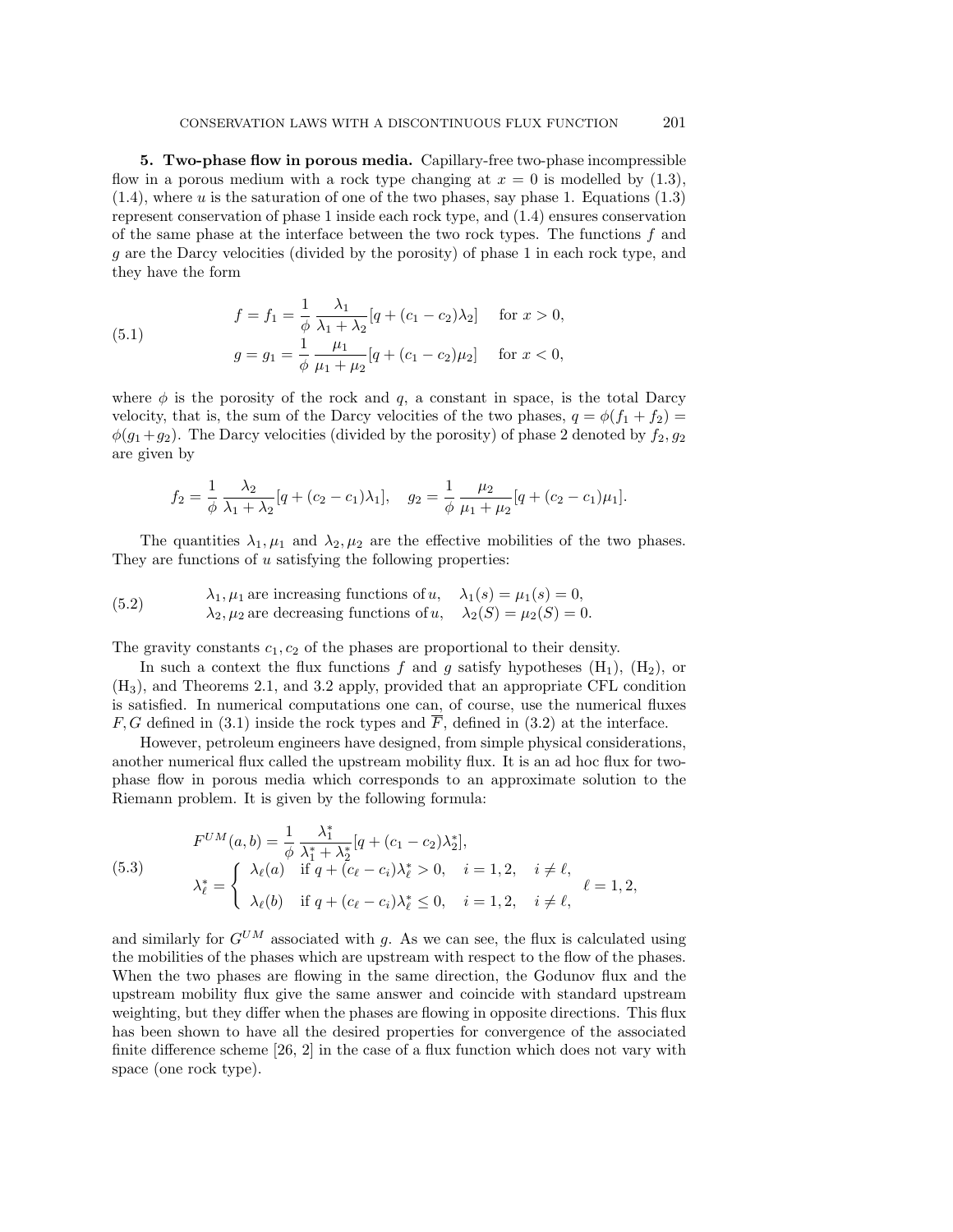**5. Two-phase flow in porous media.** Capillary-free two-phase incompressible flow in a porous medium with a rock type changing at $x = 0$ is modelled by (1.3), (1.4), where $u$ is the saturation of one of the two phases, say phase 1. Equations (1.3) represent conservation of phase 1 inside each rock type, and (1.4) ensures conservation of the same phase at the interface between the two rock types. The functions $f$ and $g$ are the Darcy velocities (divided by the porosity) of phase 1 in each rock type, and they have the form

$$
\begin{aligned}
f = f_1 &= \frac{1}{\phi}\,\frac{\lambda_1}{\lambda_1 + \lambda_2}[q + (c_1 - c_2)\lambda_2] \quad \text{for } x > 0, \\
g = g_1 &= \frac{1}{\phi}\,\frac{\mu_1}{\mu_1 + \mu_2}[q + (c_1 - c_2)\mu_2] \quad \text{for } x < 0,
\end{aligned}
\tag{5.1}
$$

where $\phi$ is the porosity of the rock and $q$, a constant in space, is the total Darcy velocity, that is, the sum of the Darcy velocities of the two phases, $q = \phi(f_1 + f_2) = \phi(g_1 + g_2)$. The Darcy velocities (divided by the porosity) of phase 2 denoted by $f_2, g_2$ are given by

$$
f_2 = \frac{1}{\phi}\,\frac{\lambda_2}{\lambda_1 + \lambda_2}[q + (c_2 - c_1)\lambda_1], \quad g_2 = \frac{1}{\phi}\,\frac{\mu_2}{\mu_1 + \mu_2}[q + (c_2 - c_1)\mu_1].
$$

The quantities $\lambda_1, \mu_1$ and $\lambda_2, \mu_2$ are the effective mobilities of the two phases. They are functions of $u$ satisfying the following properties:

$$
\begin{aligned}
&\lambda_1, \mu_1 \text{ are increasing functions of } u, \quad \lambda_1(s) = \mu_1(s) = 0, \\
&\lambda_2, \mu_2 \text{ are decreasing functions of } u, \quad \lambda_2(S) = \mu_2(S) = 0.
\end{aligned}
\tag{5.2}
$$

The gravity constants $c_1, c_2$ of the phases are proportional to their density.

In such a context the flux functions $f$ and $g$ satisfy hypotheses $(\mathrm{H}_1)$, $(\mathrm{H}_2)$, or $(\mathrm{H}_3)$, and Theorems 2.1, and 3.2 apply, provided that an appropriate CFL condition is satisfied. In numerical computations one can, of course, use the numerical fluxes $F, G$ defined in (3.1) inside the rock types and $\overline{F}$, defined in (3.2) at the interface.

However, petroleum engineers have designed, from simple physical considerations, another numerical flux called the upstream mobility flux. It is an ad hoc flux for two-phase flow in porous media which corresponds to an approximate solution to the Riemann problem. It is given by the following formula:

$$
\begin{aligned}
F^{UM}(a, b) &= \frac{1}{\phi}\,\frac{\lambda_1^*}{\lambda_1^* + \lambda_2^*}[q + (c_1 - c_2)\lambda_2^*], \\
\lambda_\ell^* &= \begin{cases} \lambda_\ell(a) & \text{if } q + (c_\ell - c_i)\lambda_\ell^* > 0, \quad i = 1, 2, \quad i \neq \ell, \\ \lambda_\ell(b) & \text{if } q + (c_\ell - c_i)\lambda_\ell^* \leq 0, \quad i = 1, 2, \quad i \neq \ell, \end{cases} \quad \ell = 1, 2,
\end{aligned}
\tag{5.3}
$$

and similarly for $G^{UM}$ associated with $g$. As we can see, the flux is calculated using the mobilities of the phases which are upstream with respect to the flow of the phases. When the two phases are flowing in the same direction, the Godunov flux and the upstream mobility flux give the same answer and coincide with standard upstream weighting, but they differ when the phases are flowing in opposite directions. This flux has been shown to have all the desired properties for convergence of the associated finite difference scheme [26, 2] in the case of a flux function which does not vary with space (one rock type).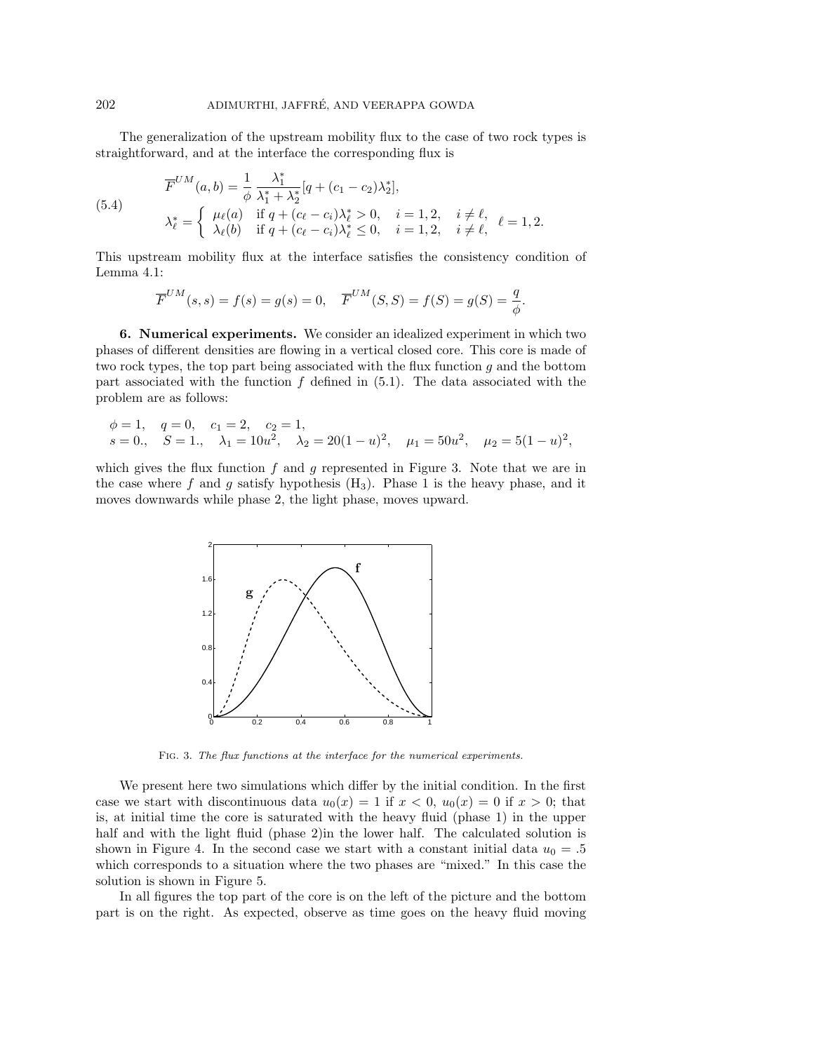The generalization of the upstream mobility flux to the case of two rock types is straightforward, and at the interface the corresponding flux is

$$
\overline{F}^{UM}(a,b) = \frac{1}{\phi}\,\frac{\lambda_1^*}{\lambda_1^* + \lambda_2^*}[q + (c_1 - c_2)\lambda_2^*],
$$

$$
\lambda_\ell^* = \begin{cases} \mu_\ell(a) & \text{if } q + (c_\ell - c_i)\lambda_\ell^* > 0, \quad i = 1,2, \quad i \neq \ell, \\ \lambda_\ell(b) & \text{if } q + (c_\ell - c_i)\lambda_\ell^* \leq 0, \quad i = 1,2, \quad i \neq \ell, \end{cases} \quad \ell = 1,2. \tag{5.4}
$$

This upstream mobility flux at the interface satisfies the consistency condition of Lemma 4.1:

$$
\overline{F}^{UM}(s,s) = f(s) = g(s) = 0, \quad \overline{F}^{UM}(S,S) = f(S) = g(S) = \frac{q}{\phi}.
$$

**6. Numerical experiments.** We consider an idealized experiment in which two phases of different densities are flowing in a vertical closed core. This core is made of two rock types, the top part being associated with the flux function $g$ and the bottom part associated with the function $f$ defined in (5.1). The data associated with the problem are as follows:

$$
\begin{aligned}
&\phi = 1, \quad q = 0, \quad c_1 = 2, \quad c_2 = 1, \\
&s = 0., \quad S = 1., \quad \lambda_1 = 10u^2, \quad \lambda_2 = 20(1-u)^2, \quad \mu_1 = 50u^2, \quad \mu_2 = 5(1-u)^2,
\end{aligned}
$$

which gives the flux function $f$ and $g$ represented in Figure 3. Note that we are in the case where $f$ and $g$ satisfy hypothesis ($H_3$). Phase 1 is the heavy phase, and it moves downwards while phase 2, the light phase, moves upward.

Fig. 3. *The flux functions at the interface for the numerical experiments.*

We present here two simulations which differ by the initial condition. In the first case we start with discontinuous data $u_0(x) = 1$ if $x < 0$, $u_0(x) = 0$ if $x > 0$; that is, at initial time the core is saturated with the heavy fluid (phase 1) in the upper half and with the light fluid (phase 2)in the lower half. The calculated solution is shown in Figure 4. In the second case we start with a constant initial data $u_0 = .5$ which corresponds to a situation where the two phases are "mixed." In this case the solution is shown in Figure 5.

In all figures the top part of the core is on the left of the picture and the bottom part is on the right. As expected, observe as time goes on the heavy fluid moving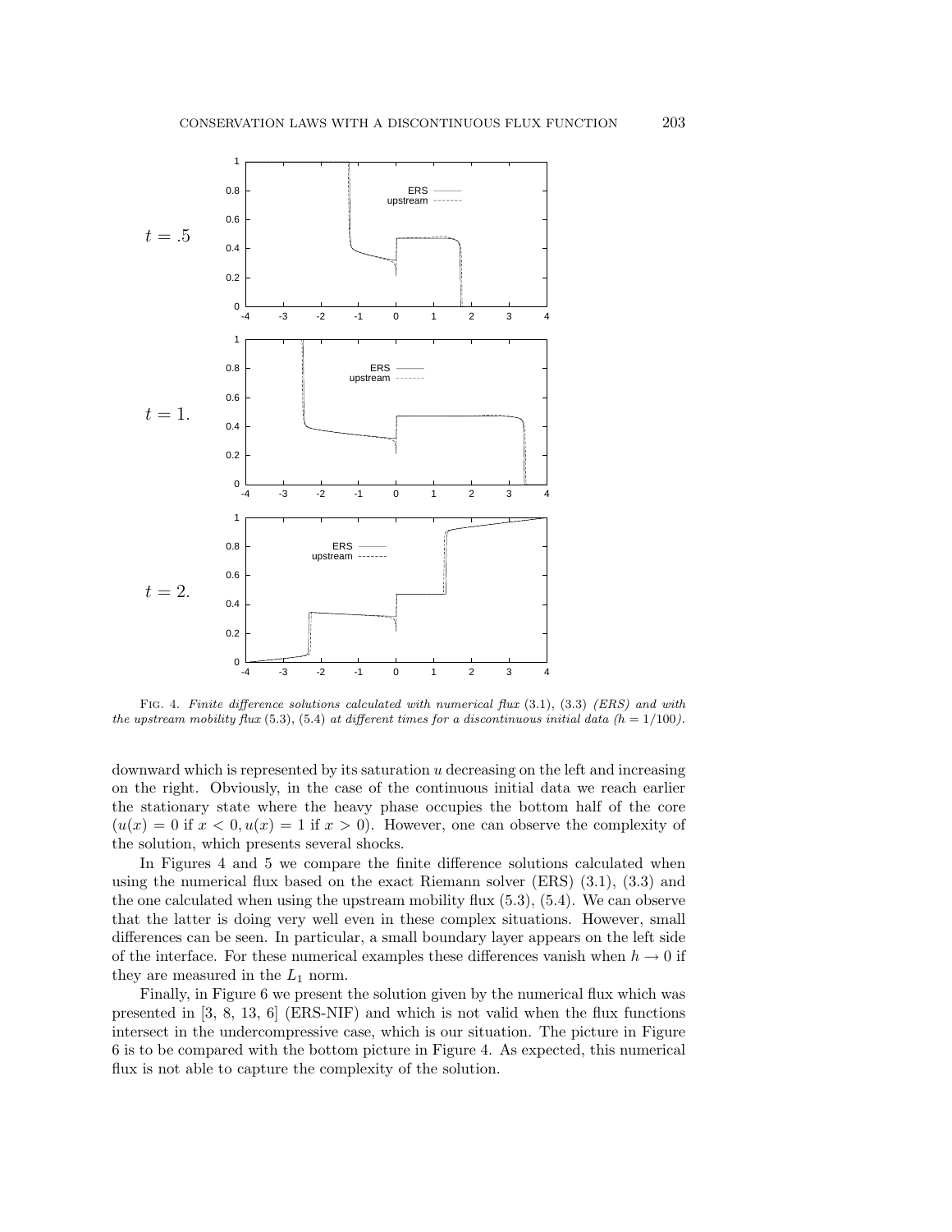Fig. 4. *Finite difference solutions calculated with numerical flux* (3.1), (3.3) *(ERS) and with the upstream mobility flux* (5.3), (5.4) *at different times for a discontinuous initial data ($h = 1/100$).*

downward which is represented by its saturation $u$ decreasing on the left and increasing on the right. Obviously, in the case of the continuous initial data we reach earlier the stationary state where the heavy phase occupies the bottom half of the core ($u(x) = 0$ if $x < 0, u(x) = 1$ if $x > 0$). However, one can observe the complexity of the solution, which presents several shocks.

In Figures 4 and 5 we compare the finite difference solutions calculated when using the numerical flux based on the exact Riemann solver (ERS) (3.1), (3.3) and the one calculated when using the upstream mobility flux (5.3), (5.4). We can observe that the latter is doing very well even in these complex situations. However, small differences can be seen. In particular, a small boundary layer appears on the left side of the interface. For these numerical examples these differences vanish when $h \to 0$ if they are measured in the $L_1$ norm.

Finally, in Figure 6 we present the solution given by the numerical flux which was presented in [3, 8, 13, 6] (ERS-NIF) and which is not valid when the flux functions intersect in the undercompressive case, which is our situation. The picture in Figure 6 is to be compared with the bottom picture in Figure 4. As expected, this numerical flux is not able to capture the complexity of the solution.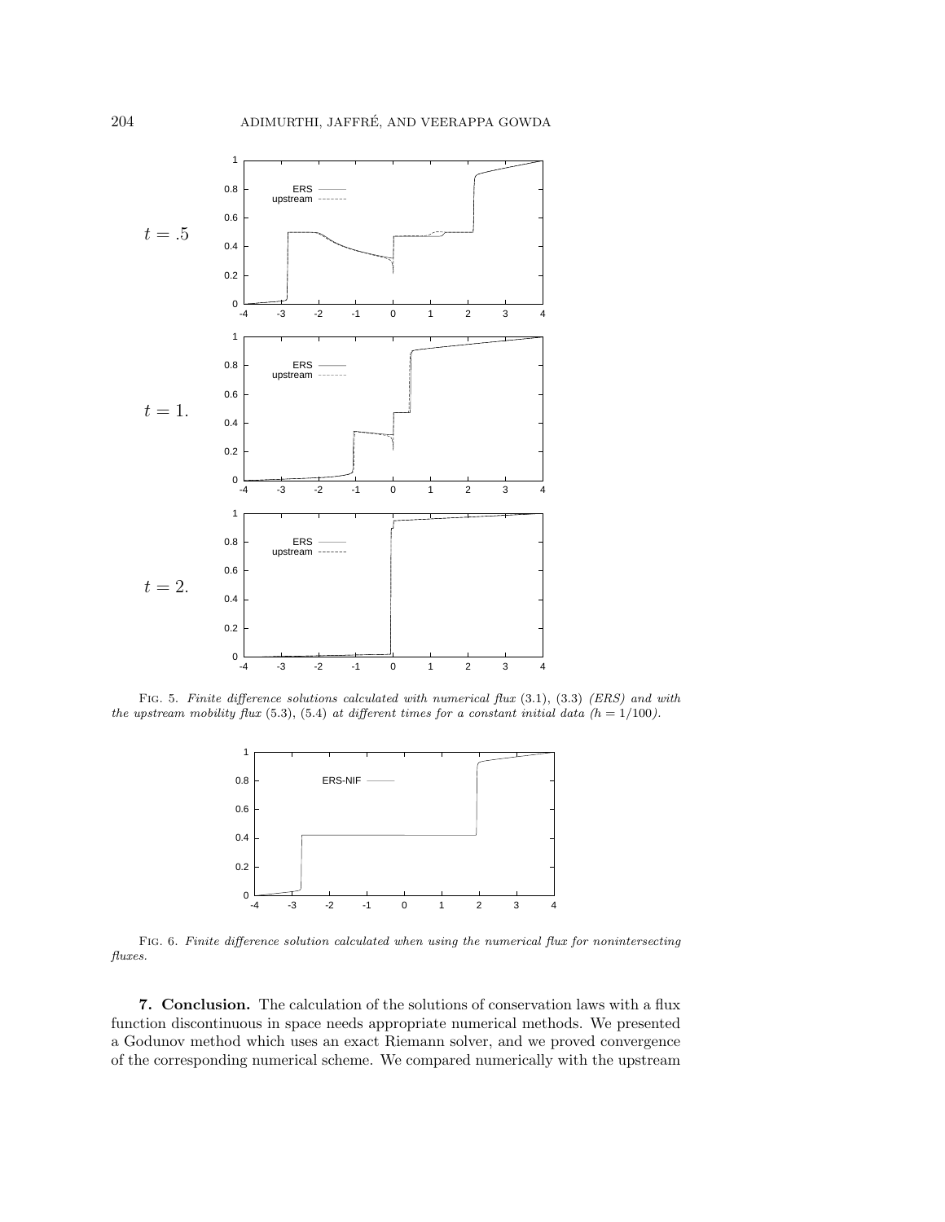FIG. 5. *Finite difference solutions calculated with numerical flux* (3.1), (3.3) *(ERS) and with the upstream mobility flux* (5.3), (5.4) *at different times for a constant initial data ($h = 1/100$).*

FIG. 6. *Finite difference solution calculated when using the numerical flux for nonintersecting fluxes.*

**7. Conclusion.** The calculation of the solutions of conservation laws with a flux function discontinuous in space needs appropriate numerical methods. We presented a Godunov method which uses an exact Riemann solver, and we proved convergence of the corresponding numerical scheme. We compared numerically with the upstream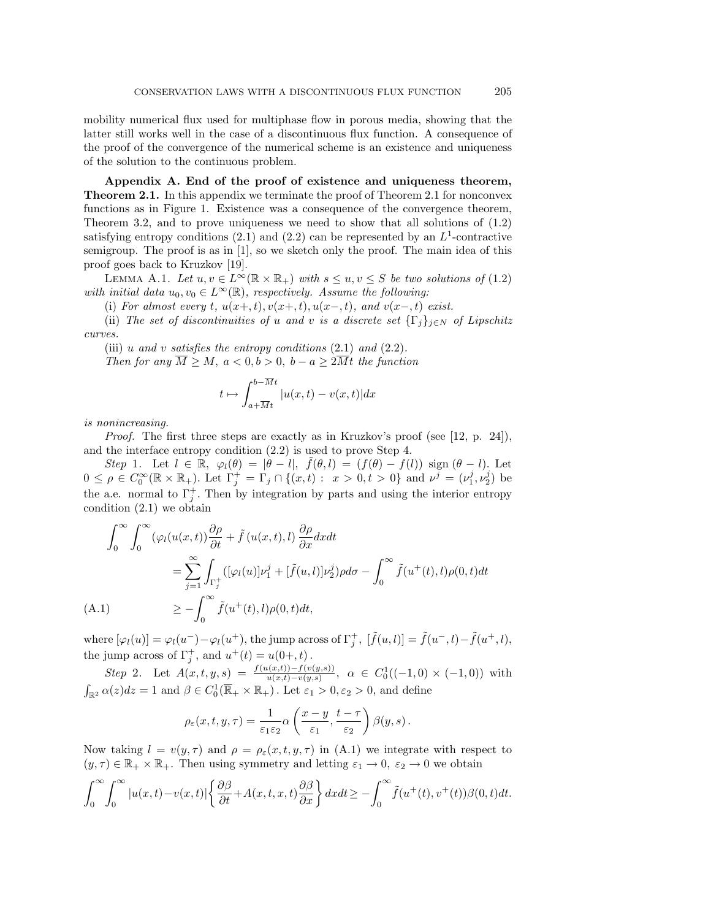mobility numerical flux used for multiphase flow in porous media, showing that the latter still works well in the case of a discontinuous flux function. A consequence of the proof of the convergence of the numerical scheme is an existence and uniqueness of the solution to the continuous problem.

**Appendix A. End of the proof of existence and uniqueness theorem, Theorem 2.1.** In this appendix we terminate the proof of Theorem 2.1 for nonconvex functions as in Figure 1. Existence was a consequence of the convergence theorem, Theorem 3.2, and to prove uniqueness we need to show that all solutions of (1.2) satisfying entropy conditions (2.1) and (2.2) can be represented by an $L^1$-contractive semigroup. The proof is as in [1], so we sketch only the proof. The main idea of this proof goes back to Kruzkov [19].

LEMMA A.1. *Let $u, v \in L^\infty(\mathbb{R} \times \mathbb{R}_+)$ with $s \leq u, v \leq S$ be two solutions of (1.2) with initial data $u_0, v_0 \in L^\infty(\mathbb{R})$, respectively. Assume the following:*

(i) *For almost every $t$, $u(x+,t), v(x+,t), u(x-,t)$, and $v(x-,t)$ exist.*

(ii) *The set of discontinuities of $u$ and $v$ is a discrete set $\{\Gamma_j\}_{j\in N}$ of Lipschitz curves.*

(iii) *$u$ and $v$ satisfies the entropy conditions (2.1) and (2.2).*

*Then for any $\overline{M} \geq M$, $a < 0, b > 0$, $b - a \geq 2\overline{M}t$ the function*

$$t \mapsto \int_{a+\overline{M}t}^{b-\overline{M}t} |u(x,t) - v(x,t)| dx$$

*is nonincreasing.*

*Proof.* The first three steps are exactly as in Kruzkov's proof (see [12, p. 24]), and the interface entropy condition (2.2) is used to prove Step 4.

*Step* 1. Let $l \in \mathbb{R}$, $\varphi_l(\theta) = |\theta - l|$, $\tilde{f}(\theta, l) = (f(\theta) - f(l)) \text{ sign } (\theta - l)$. Let $0 \leq \rho \in C_0^\infty(\mathbb{R} \times \mathbb{R}_+)$. Let $\Gamma_j^+ = \Gamma_j \cap \{(x,t) : \ x > 0, t > 0\}$ and $\nu^j = (\nu_1^j, \nu_2^j)$ be the a.e. normal to $\Gamma_j^+$. Then by integration by parts and using the interior entropy condition (2.1) we obtain

$$\begin{aligned}
\int_0^\infty \int_0^\infty (\varphi_l(u(x,t)) \frac{\partial \rho}{\partial t} &+ \tilde{f}\,(u(x,t), l)\, \frac{\partial \rho}{\partial x} dx dt \\
&= \sum_{j=1}^\infty \int_{\Gamma_j^+} ([\varphi_l(u)]\nu_1^j + [\tilde{f}(u,l)]\nu_2^j)\rho d\sigma - \int_0^\infty \tilde{f}(u^+(t), l)\rho(0,t)dt \\
&\geq -\int_0^\infty \tilde{f}(u^+(t), l)\rho(0,t)dt, \qquad \text{(A.1)}
\end{aligned}$$

where $[\varphi_l(u)] = \varphi_l(u^-) - \varphi_l(u^+)$, the jump across of $\Gamma_j^+$, $[\tilde{f}(u,l)] = \tilde{f}(u^-,l) - \tilde{f}(u^+,l)$, the jump across of $\Gamma_j^+$, and $u^+(t) = u(0+,t)$.

*Step* 2. Let $A(x,t,y,s) = \frac{f(u(x,t)) - f(v(y,s))}{u(x,t) - v(y,s)}$, $\alpha \in C_0^1((-1,0) \times (-1,0))$ with $\int_{\mathbb{R}^2} \alpha(z)dz = 1$ and $\beta \in C_0^1(\overline{\mathbb{R}}_+ \times \mathbb{R}_+)$. Let $\varepsilon_1 > 0, \varepsilon_2 > 0$, and define

$$\rho_\varepsilon(x,t,y,\tau) = \frac{1}{\varepsilon_1 \varepsilon_2} \alpha\left(\frac{x-y}{\varepsilon_1}, \frac{t-\tau}{\varepsilon_2}\right) \beta(y,s).$$

Now taking $l = v(y,\tau)$ and $\rho = \rho_\varepsilon(x,t,y,\tau)$ in (A.1) we integrate with respect to $(y,\tau) \in \mathbb{R}_+ \times \mathbb{R}_+$. Then using symmetry and letting $\varepsilon_1 \to 0$, $\varepsilon_2 \to 0$ we obtain

$$\int_0^\infty \int_0^\infty |u(x,t) - v(x,t)| \left\{ \frac{\partial \beta}{\partial t} + A(x,t,x,t) \frac{\partial \beta}{\partial x} \right\} dx dt \geq -\int_0^\infty \tilde{f}(u^+(t), v^+(t))\beta(0,t)dt.$$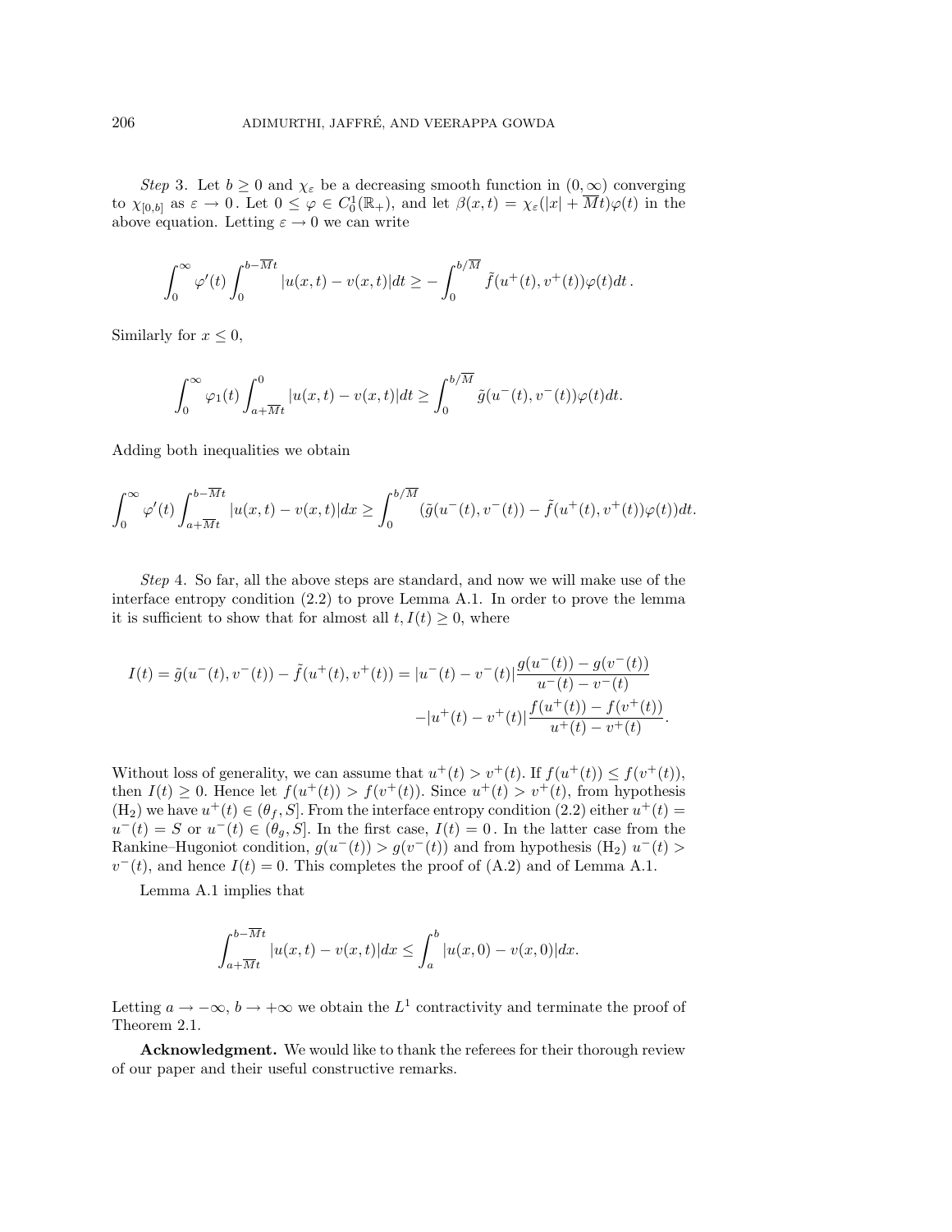*Step* 3. Let $b \geq 0$ and $\chi_\varepsilon$ be a decreasing smooth function in $(0, \infty)$ converging to $\chi_{[0,b]}$ as $\varepsilon \to 0$. Let $0 \leq \varphi \in C_0^1(\mathbb{R}_+)$, and let $\beta(x,t) = \chi_\varepsilon(|x| + \overline{M}t)\varphi(t)$ in the above equation. Letting $\varepsilon \to 0$ we can write

$$\int_0^\infty \varphi'(t) \int_0^{b-\overline{M}t} |u(x,t) - v(x,t)| dt \geq - \int_0^{b/\overline{M}} \tilde{f}(u^+(t), v^+(t))\varphi(t) dt \, .$$

Similarly for $x \leq 0$,

$$\int_0^\infty \varphi_1(t) \int_{a+\overline{M}t}^0 |u(x,t) - v(x,t)| dt \geq \int_0^{b/\overline{M}} \tilde{g}(u^-(t), v^-(t))\varphi(t) dt.$$

Adding both inequalities we obtain

$$\int_0^\infty \varphi'(t) \int_{a+\overline{M}t}^{b-\overline{M}t} |u(x,t) - v(x,t)| dx \geq \int_0^{b/\overline{M}} (\tilde{g}(u^-(t), v^-(t)) - \tilde{f}(u^+(t), v^+(t))\varphi(t)) dt.$$

*Step* 4. So far, all the above steps are standard, and now we will make use of the interface entropy condition (2.2) to prove Lemma A.1. In order to prove the lemma it is sufficient to show that for almost all $t, I(t) \geq 0$, where

$$I(t) = \tilde{g}(u^-(t), v^-(t)) - \tilde{f}(u^+(t), v^+(t)) = |u^-(t) - v^-(t)| \frac{g(u^-(t)) - g(v^-(t))}{u^-(t) - v^-(t)}$$
$$- |u^+(t) - v^+(t)| \frac{f(u^+(t)) - f(v^+(t))}{u^+(t) - v^+(t)}.$$

Without loss of generality, we can assume that $u^+(t) > v^+(t)$. If $f(u^+(t)) \leq f(v^+(t))$, then $I(t) \geq 0$. Hence let $f(u^+(t)) > f(v^+(t))$. Since $u^+(t) > v^+(t)$, from hypothesis $(\mathrm{H}_2)$ we have $u^+(t) \in (\theta_f, S]$. From the interface entropy condition (2.2) either $u^+(t) = u^-(t) = S$ or $u^-(t) \in (\theta_g, S]$. In the first case, $I(t) = 0$. In the latter case from the Rankine–Hugoniot condition, $g(u^-(t)) > g(v^-(t))$ and from hypothesis $(\mathrm{H}_2)$ $u^-(t) > v^-(t)$, and hence $I(t) = 0$. This completes the proof of (A.2) and of Lemma A.1.

Lemma A.1 implies that

$$\int_{a+\overline{M}t}^{b-\overline{M}t} |u(x,t) - v(x,t)| dx \leq \int_a^b |u(x,0) - v(x,0)| dx.$$

Letting $a \to -\infty$, $b \to +\infty$ we obtain the $L^1$ contractivity and terminate the proof of Theorem 2.1.

**Acknowledgment.** We would like to thank the referees for their thorough review of our paper and their useful constructive remarks.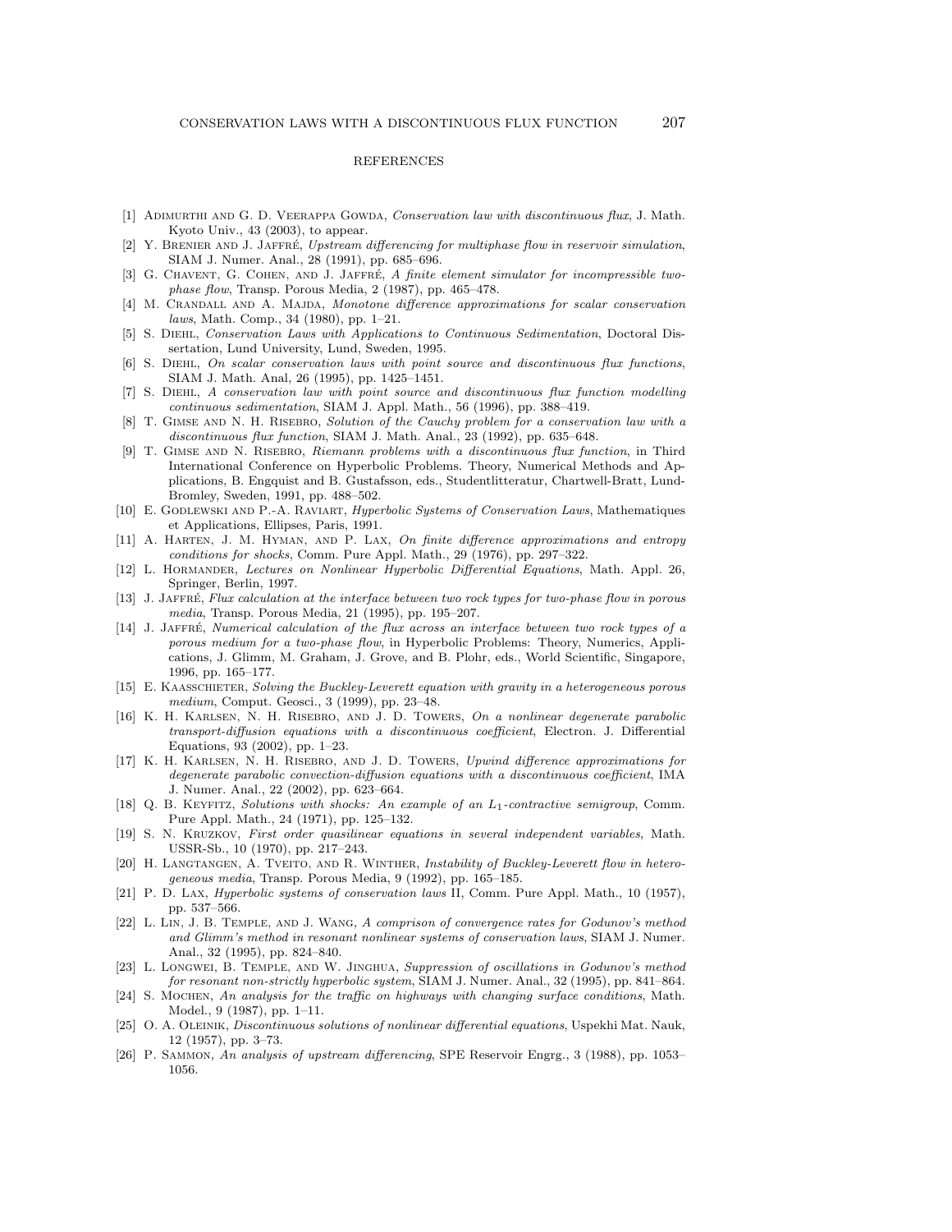## REFERENCES

[1] Adimurthi and G. D. Veerappa Gowda, *Conservation law with discontinuous flux*, J. Math. Kyoto Univ., 43 (2003), to appear.

[2] Y. Brenier and J. Jaffré, *Upstream differencing for multiphase flow in reservoir simulation*, SIAM J. Numer. Anal., 28 (1991), pp. 685–696.

[3] G. Chavent, G. Cohen, and J. Jaffré, *A finite element simulator for incompressible two-phase flow*, Transp. Porous Media, 2 (1987), pp. 465–478.

[4] M. Crandall and A. Majda, *Monotone difference approximations for scalar conservation laws*, Math. Comp., 34 (1980), pp. 1–21.

[5] S. Diehl, *Conservation Laws with Applications to Continuous Sedimentation*, Doctoral Dissertation, Lund University, Lund, Sweden, 1995.

[6] S. Diehl, *On scalar conservation laws with point source and discontinuous flux functions*, SIAM J. Math. Anal, 26 (1995), pp. 1425–1451.

[7] S. Diehl, *A conservation law with point source and discontinuous flux function modelling continuous sedimentation*, SIAM J. Appl. Math., 56 (1996), pp. 388–419.

[8] T. Gimse and N. H. Risebro, *Solution of the Cauchy problem for a conservation law with a discontinuous flux function*, SIAM J. Math. Anal., 23 (1992), pp. 635–648.

[9] T. Gimse and N. Risebro, *Riemann problems with a discontinuous flux function*, in Third International Conference on Hyperbolic Problems. Theory, Numerical Methods and Applications, B. Engquist and B. Gustafsson, eds., Studentlitteratur, Chartwell-Bratt, Lund-Bromley, Sweden, 1991, pp. 488–502.

[10] E. Godlewski and P.-A. Raviart, *Hyperbolic Systems of Conservation Laws*, Mathematiques et Applications, Ellipses, Paris, 1991.

[11] A. Harten, J. M. Hyman, and P. Lax, *On finite difference approximations and entropy conditions for shocks*, Comm. Pure Appl. Math., 29 (1976), pp. 297–322.

[12] L. Hormander, *Lectures on Nonlinear Hyperbolic Differential Equations*, Math. Appl. 26, Springer, Berlin, 1997.

[13] J. Jaffré, *Flux calculation at the interface between two rock types for two-phase flow in porous media*, Transp. Porous Media, 21 (1995), pp. 195–207.

[14] J. Jaffré, *Numerical calculation of the flux across an interface between two rock types of a porous medium for a two-phase flow*, in Hyperbolic Problems: Theory, Numerics, Applications, J. Glimm, M. Graham, J. Grove, and B. Plohr, eds., World Scientific, Singapore, 1996, pp. 165–177.

[15] E. Kaasschieter, *Solving the Buckley-Leverett equation with gravity in a heterogeneous porous medium*, Comput. Geosci., 3 (1999), pp. 23–48.

[16] K. H. Karlsen, N. H. Risebro, and J. D. Towers, *On a nonlinear degenerate parabolic transport-diffusion equations with a discontinuous coefficient*, Electron. J. Differential Equations, 93 (2002), pp. 1–23.

[17] K. H. Karlsen, N. H. Risebro, and J. D. Towers, *Upwind difference approximations for degenerate parabolic convection-diffusion equations with a discontinuous coefficient*, IMA J. Numer. Anal., 22 (2002), pp. 623–664.

[18] Q. B. Keyfitz, *Solutions with shocks: An example of an $L_1$-contractive semigroup*, Comm. Pure Appl. Math., 24 (1971), pp. 125–132.

[19] S. N. Kruzkov, *First order quasilinear equations in several independent variables*, Math. USSR-Sb., 10 (1970), pp. 217–243.

[20] H. Langtangen, A. Tveito, and R. Winther, *Instability of Buckley-Leverett flow in heterogeneous media*, Transp. Porous Media, 9 (1992), pp. 165–185.

[21] P. D. Lax, *Hyperbolic systems of conservation laws* II, Comm. Pure Appl. Math., 10 (1957), pp. 537–566.

[22] L. Lin, J. B. Temple, and J. Wang, *A comprison of convergence rates for Godunov's method and Glimm's method in resonant nonlinear systems of conservation laws*, SIAM J. Numer. Anal., 32 (1995), pp. 824–840.

[23] L. Longwei, B. Temple, and W. Jinghua, *Suppression of oscillations in Godunov's method for resonant non-strictly hyperbolic system*, SIAM J. Numer. Anal., 32 (1995), pp. 841–864.

[24] S. Mochen, *An analysis for the traffic on highways with changing surface conditions*, Math. Model., 9 (1987), pp. 1–11.

[25] O. A. Oleinik, *Discontinuous solutions of nonlinear differential equations*, Uspekhi Mat. Nauk, 12 (1957), pp. 3–73.

[26] P. Sammon, *An analysis of upstream differencing*, SPE Reservoir Engrg., 3 (1988), pp. 1053–1056.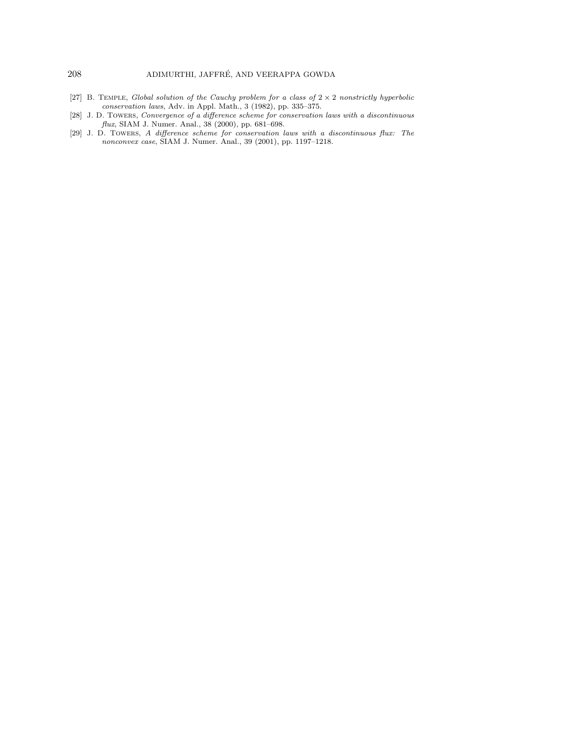[27] B. Temple, *Global solution of the Cauchy problem for a class of $2 \times 2$ nonstrictly hyperbolic conservation laws*, Adv. in Appl. Math., 3 (1982), pp. 335–375.

[28] J. D. Towers, *Convergence of a difference scheme for conservation laws with a discontinuous flux*, SIAM J. Numer. Anal., 38 (2000), pp. 681–698.

[29] J. D. Towers, *A difference scheme for conservation laws with a discontinuous flux: The nonconvex case*, SIAM J. Numer. Anal., 39 (2001), pp. 1197–1218.